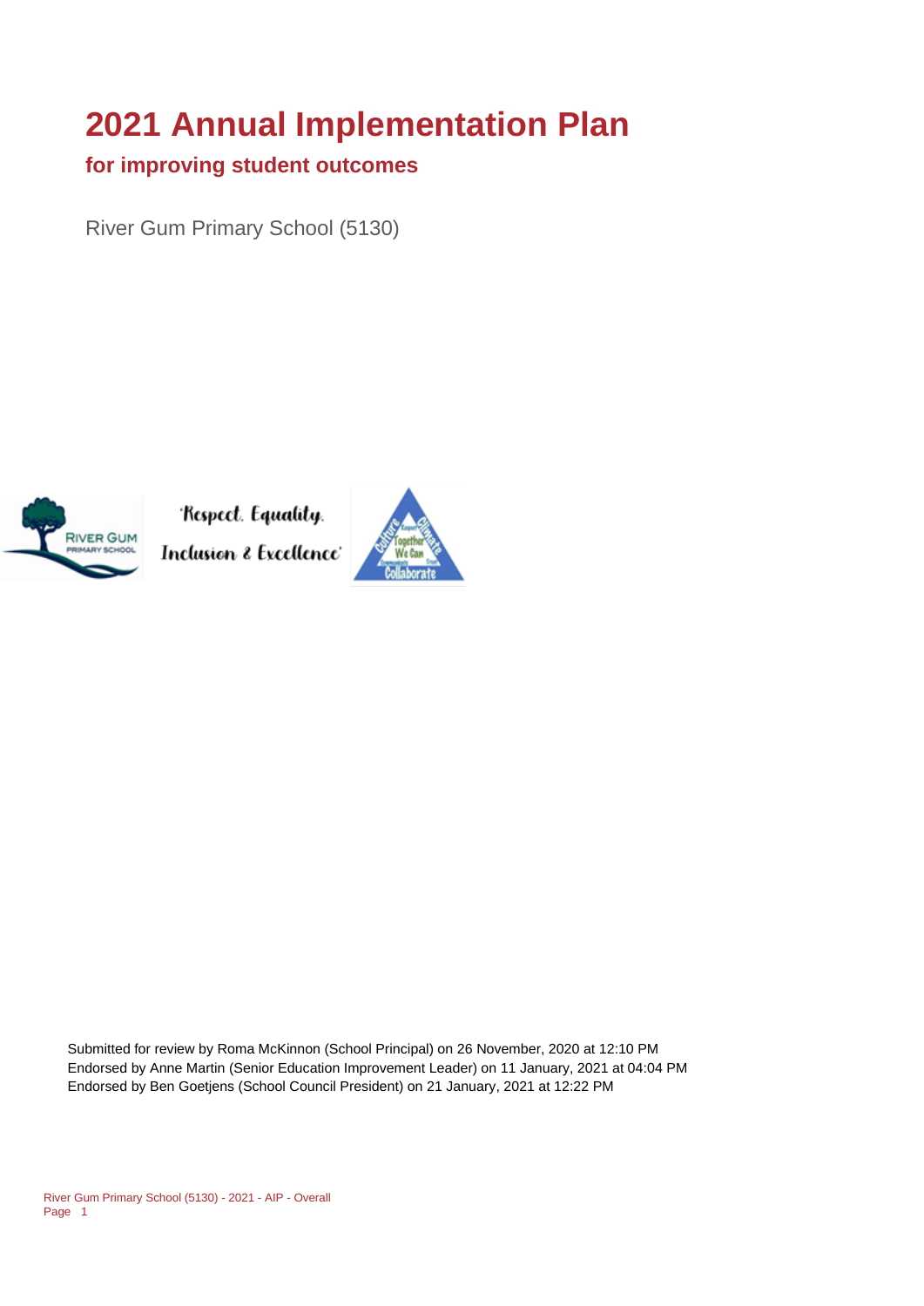# 2021 Annual Implementation Plan

## for improving student outcomes

River Gum Primary School (5130)

'Respect, Equality, Inclusion & Excellence'

Submitted for review by Roma McKinnon (School Principal) on 26 November, 2020 at 12:10 PM
Endorsed by Anne Martin (Senior Education Improvement Leader) on 11 January, 2021 at 04:04 PM
Endorsed by Ben Goetjens (School Council President) on 21 January, 2021 at 12:22 PM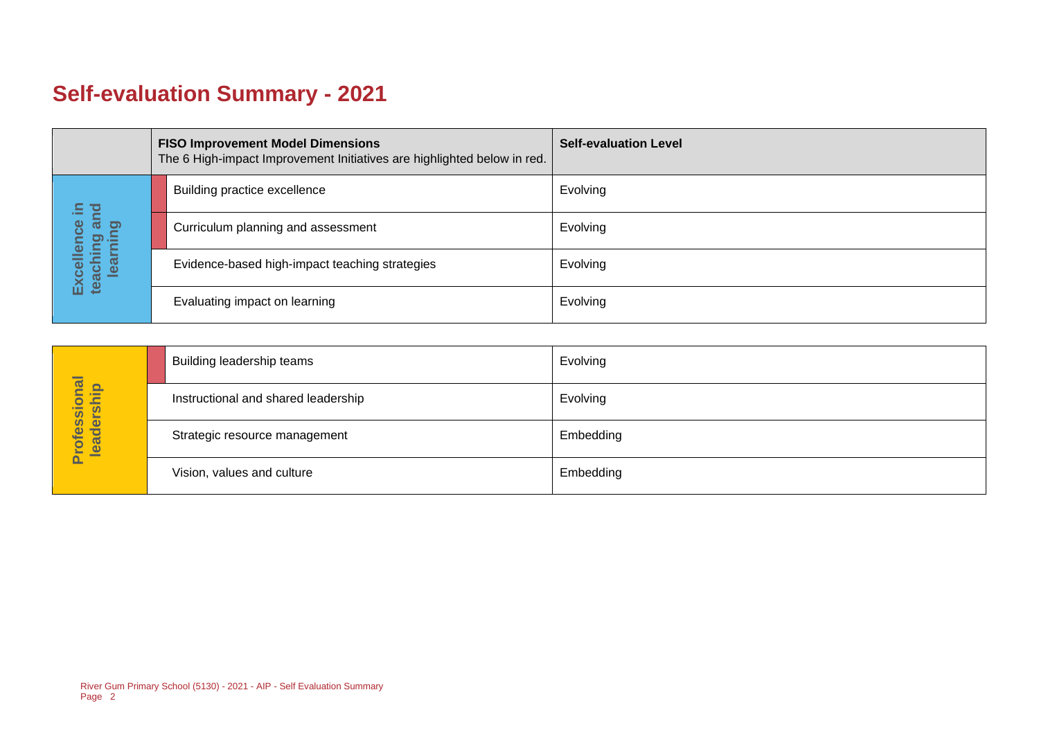# Self-evaluation Summary - 2021

| | **FISO Improvement Model Dimensions**<br>The 6 High-impact Improvement Initiatives are highlighted below in red. | **Self-evaluation Level** |
|---|---|---|
| Excellence in teaching and learning | Building practice excellence | Evolving |
| | Curriculum planning and assessment | Evolving |
| | Evidence-based high-impact teaching strategies | Evolving |
| | Evaluating impact on learning | Evolving |

| | | |
|---|---|---|
| Professional leadership | Building leadership teams | Evolving |
| | Instructional and shared leadership | Evolving |
| | Strategic resource management | Embedding |
| | Vision, values and culture | Embedding |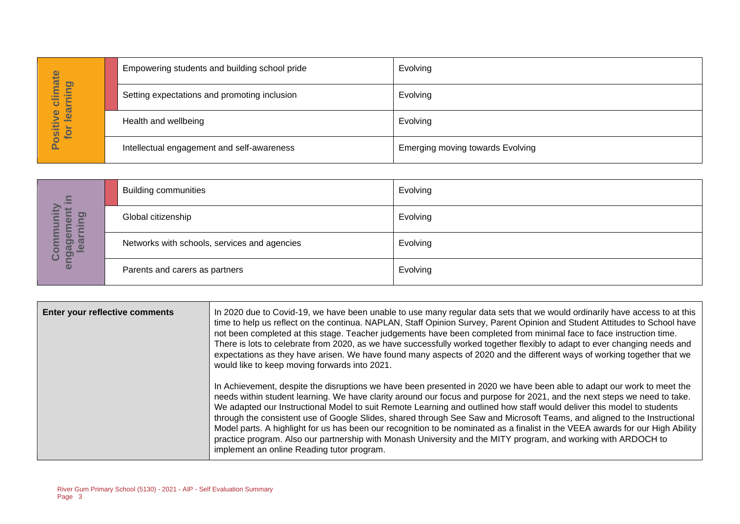| Positive climate for learning | | |
|---|---|---|
| | Empowering students and building school pride | Evolving |
| | Setting expectations and promoting inclusion | Evolving |
| | Health and wellbeing | Evolving |
| | Intellectual engagement and self-awareness | Emerging moving towards Evolving |

| Community engagement in learning | | |
|---|---|---|
| | Building communities | Evolving |
| | Global citizenship | Evolving |
| | Networks with schools, services and agencies | Evolving |
| | Parents and carers as partners | Evolving |

| **Enter your reflective comments** | In 2020 due to Covid-19, we have been unable to use many regular data sets that we would ordinarily have access to at this time to help us reflect on the continua. NAPLAN, Staff Opinion Survey, Parent Opinion and Student Attitudes to School have not been completed at this stage. Teacher judgements have been completed from minimal face to face instruction time. There is lots to celebrate from 2020, as we have successfully worked together flexibly to adapt to ever changing needs and expectations as they have arisen. We have found many aspects of 2020 and the different ways of working together that we would like to keep moving forwards into 2021.<br><br>In Achievement, despite the disruptions we have been presented in 2020 we have been able to adapt our work to meet the needs within student learning. We have clarity around our focus and purpose for 2021, and the next steps we need to take. We adapted our Instructional Model to suit Remote Learning and outlined how staff would deliver this model to students through the consistent use of Google Slides, shared through See Saw and Microsoft Teams, and aligned to the Instructional Model parts. A highlight for us has been our recognition to be nominated as a finalist in the VEEA awards for our High Ability practice program. Also our partnership with Monash University and the MITY program, and working with ARDOCH to implement an online Reading tutor program. |
|---|---|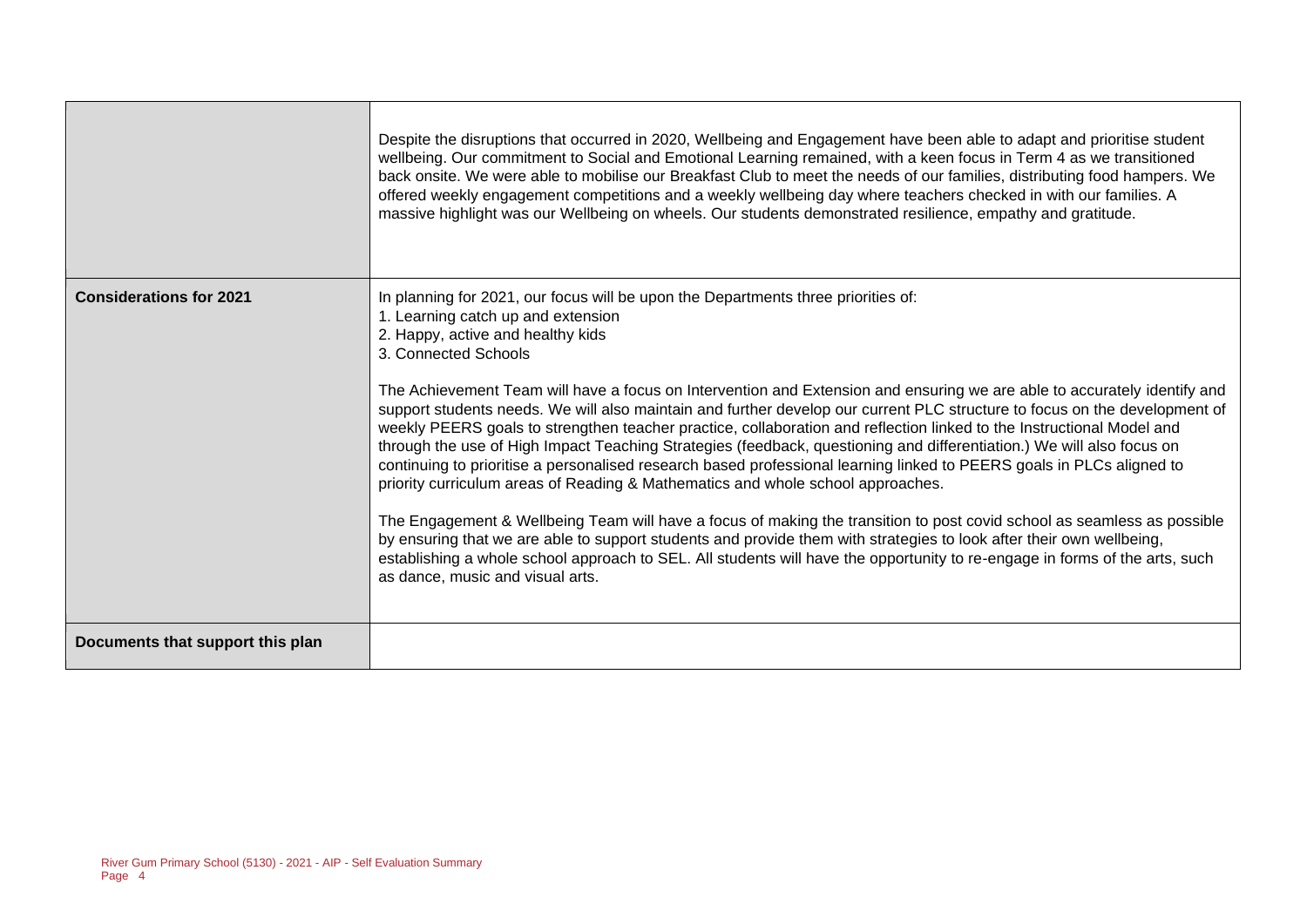| | |
|---|---|
| | Despite the disruptions that occurred in 2020, Wellbeing and Engagement have been able to adapt and prioritise student wellbeing. Our commitment to Social and Emotional Learning remained, with a keen focus in Term 4 as we transitioned back onsite. We were able to mobilise our Breakfast Club to meet the needs of our families, distributing food hampers. We offered weekly engagement competitions and a weekly wellbeing day where teachers checked in with our families. A massive highlight was our Wellbeing on wheels. Our students demonstrated resilience, empathy and gratitude. |
| **Considerations for 2021** | In planning for 2021, our focus will be upon the Departments three priorities of:<br>1. Learning catch up and extension<br>2. Happy, active and healthy kids<br>3. Connected Schools<br><br>The Achievement Team will have a focus on Intervention and Extension and ensuring we are able to accurately identify and support students needs. We will also maintain and further develop our current PLC structure to focus on the development of weekly PEERS goals to strengthen teacher practice, collaboration and reflection linked to the Instructional Model and through the use of High Impact Teaching Strategies (feedback, questioning and differentiation.) We will also focus on continuing to prioritise a personalised research based professional learning linked to PEERS goals in PLCs aligned to priority curriculum areas of Reading & Mathematics and whole school approaches.<br><br>The Engagement & Wellbeing Team will have a focus of making the transition to post covid school as seamless as possible by ensuring that we are able to support students and provide them with strategies to look after their own wellbeing, establishing a whole school approach to SEL. All students will have the opportunity to re-engage in forms of the arts, such as dance, music and visual arts. |
| **Documents that support this plan** | |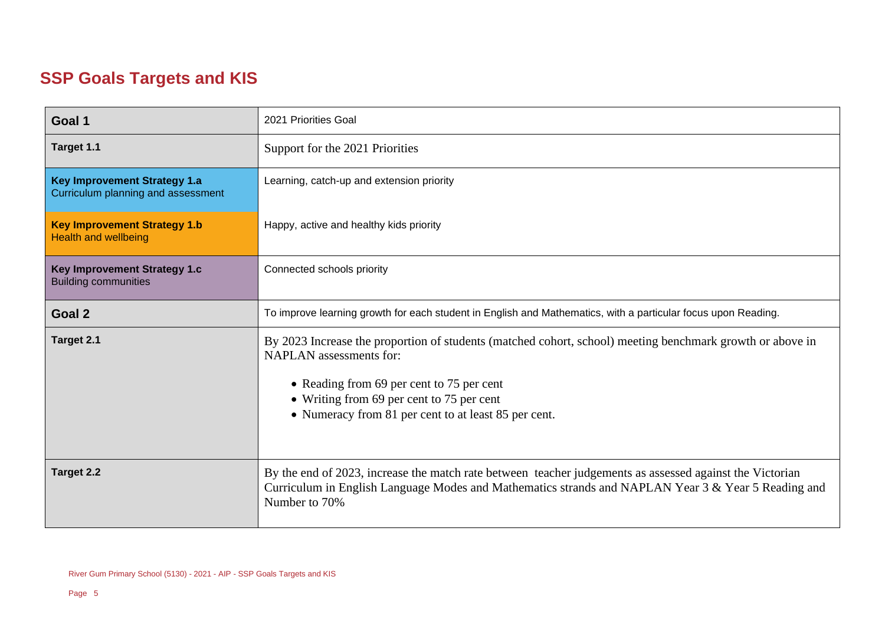## SSP Goals Targets and KIS

| | |
|---|---|
| **Goal 1** | 2021 Priorities Goal |
| **Target 1.1** | Support for the 2021 Priorities |
| **Key Improvement Strategy 1.a** Curriculum planning and assessment | Learning, catch-up and extension priority |
| **Key Improvement Strategy 1.b** Health and wellbeing | Happy, active and healthy kids priority |
| **Key Improvement Strategy 1.c** Building communities | Connected schools priority |
| **Goal 2** | To improve learning growth for each student in English and Mathematics, with a particular focus upon Reading. |
| **Target 2.1** | By 2023 Increase the proportion of students (matched cohort, school) meeting benchmark growth or above in NAPLAN assessments for:<br>• Reading from 69 per cent to 75 per cent<br>• Writing from 69 per cent to 75 per cent<br>• Numeracy from 81 per cent to at least 85 per cent. |
| **Target 2.2** | By the end of 2023, increase the match rate between teacher judgements as assessed against the Victorian Curriculum in English Language Modes and Mathematics strands and NAPLAN Year 3 & Year 5 Reading and Number to 70% |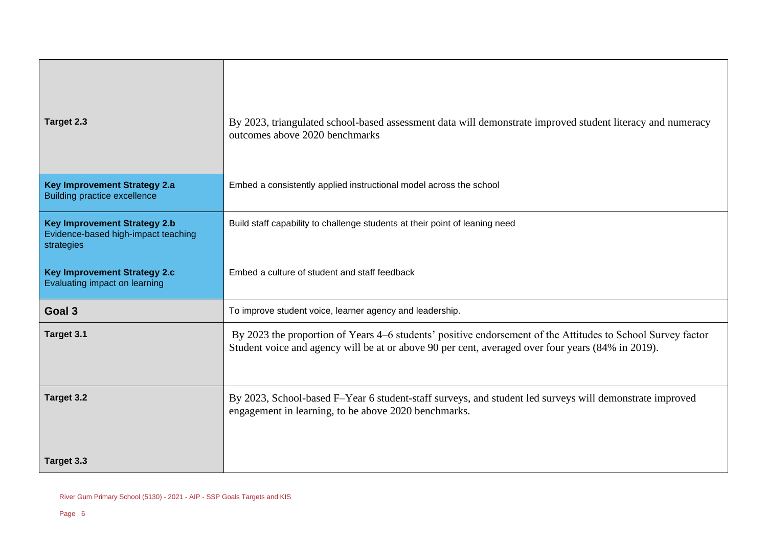| | |
|---|---|
| **Target 2.3** | By 2023, triangulated school-based assessment data will demonstrate improved student literacy and numeracy outcomes above 2020 benchmarks |
| **Key Improvement Strategy 2.a**<br>Building practice excellence | Embed a consistently applied instructional model across the school |
| **Key Improvement Strategy 2.b**<br>Evidence-based high-impact teaching strategies | Build staff capability to challenge students at their point of leaning need |
| **Key Improvement Strategy 2.c**<br>Evaluating impact on learning | Embed a culture of student and staff feedback |
| **Goal 3** | To improve student voice, learner agency and leadership. |
| **Target 3.1** | By 2023 the proportion of Years 4–6 students' positive endorsement of the Attitudes to School Survey factor Student voice and agency will be at or above 90 per cent, averaged over four years (84% in 2019). |
| **Target 3.2** | By 2023, School-based F–Year 6 student-staff surveys, and student led surveys will demonstrate improved engagement in learning, to be above 2020 benchmarks. |
| **Target 3.3** | |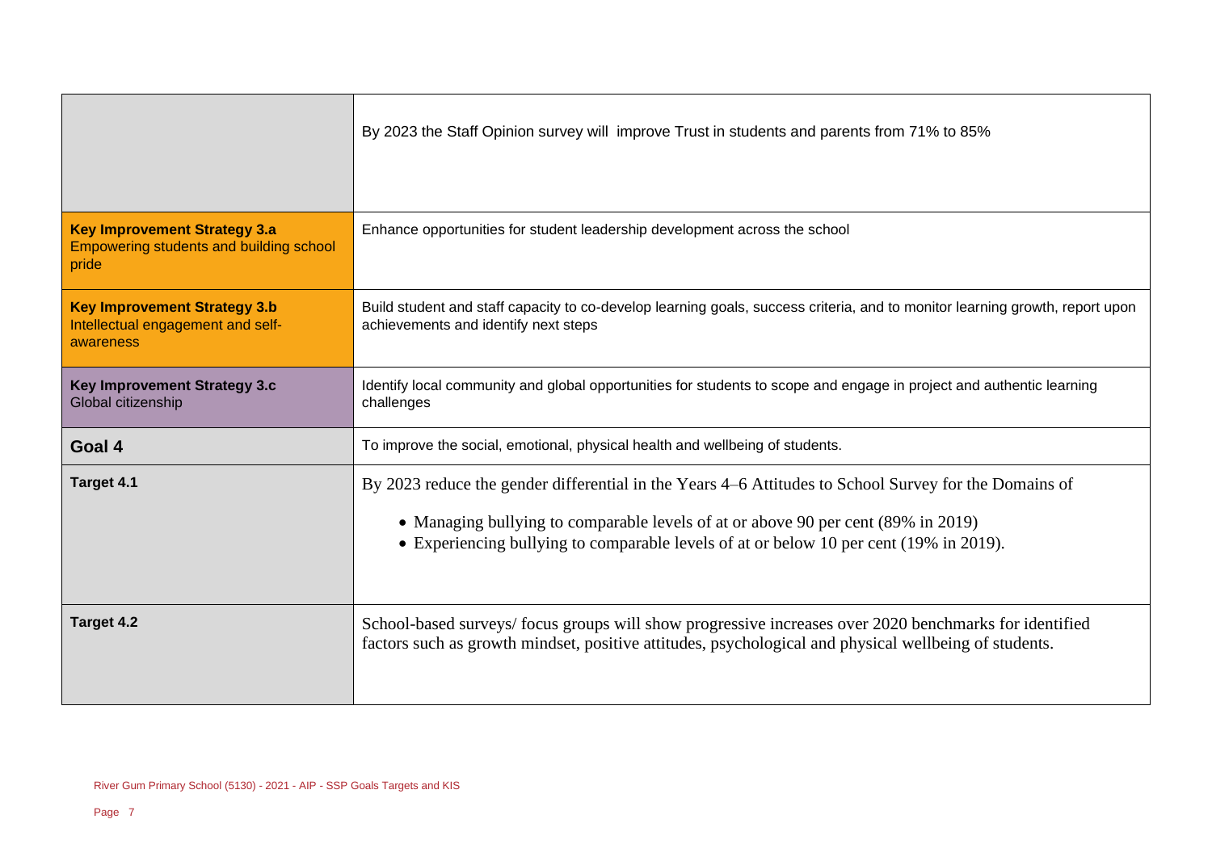| | |
|---|---|
| | By 2023 the Staff Opinion survey will improve Trust in students and parents from 71% to 85% |
| **Key Improvement Strategy 3.a** Empowering students and building school pride | Enhance opportunities for student leadership development across the school |
| **Key Improvement Strategy 3.b** Intellectual engagement and self-awareness | Build student and staff capacity to co-develop learning goals, success criteria, and to monitor learning growth, report upon achievements and identify next steps |
| **Key Improvement Strategy 3.c** Global citizenship | Identify local community and global opportunities for students to scope and engage in project and authentic learning challenges |
| **Goal 4** | To improve the social, emotional, physical health and wellbeing of students. |
| **Target 4.1** | By 2023 reduce the gender differential in the Years 4–6 Attitudes to School Survey for the Domains of<br>• Managing bullying to comparable levels of at or above 90 per cent (89% in 2019)<br>• Experiencing bullying to comparable levels of at or below 10 per cent (19% in 2019). |
| **Target 4.2** | School-based surveys/ focus groups will show progressive increases over 2020 benchmarks for identified factors such as growth mindset, positive attitudes, psychological and physical wellbeing of students. |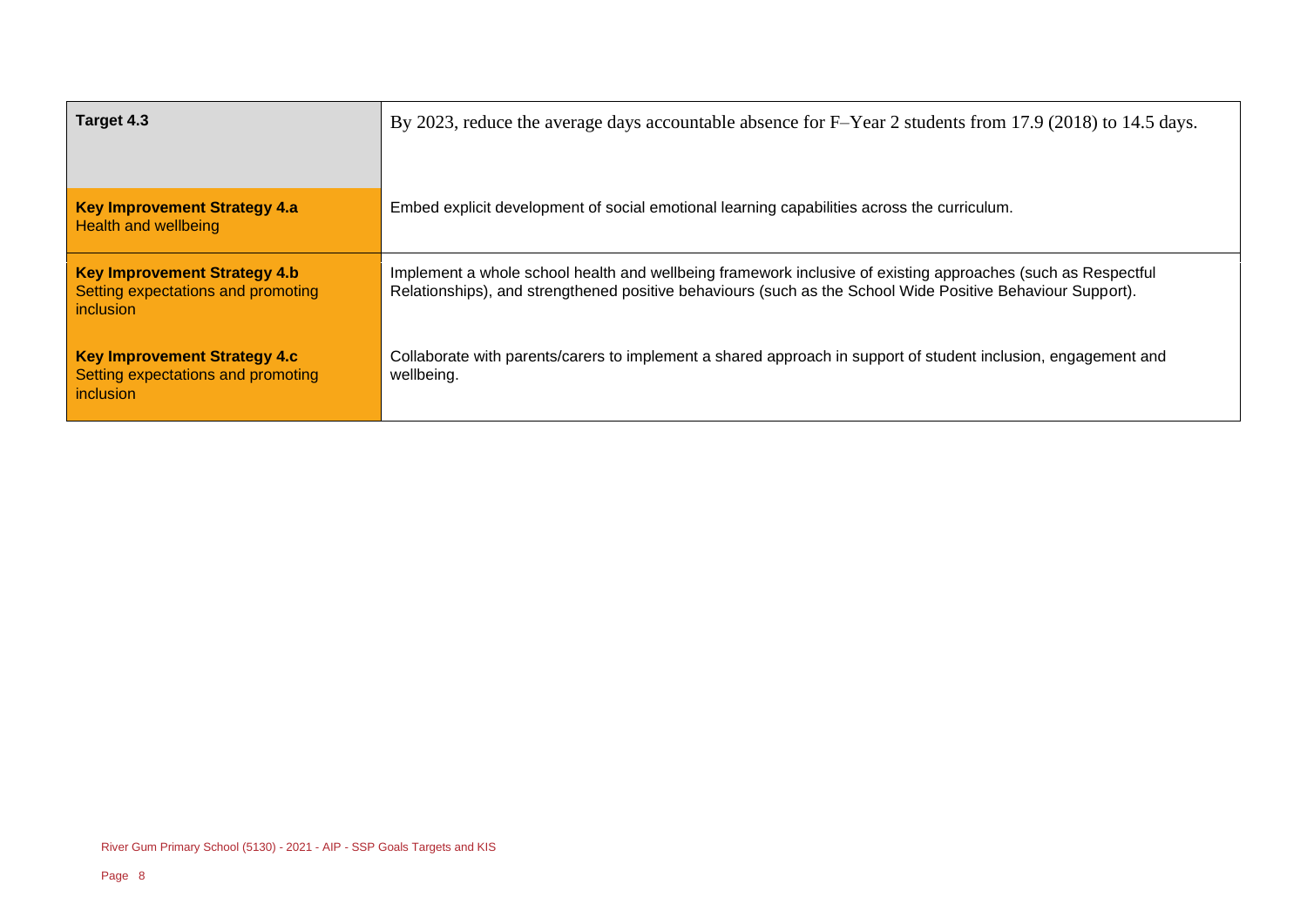| | |
|---|---|
| **Target 4.3** | By 2023, reduce the average days accountable absence for F–Year 2 students from 17.9 (2018) to 14.5 days. |
| **Key Improvement Strategy 4.a**<br>Health and wellbeing | Embed explicit development of social emotional learning capabilities across the curriculum. |
| **Key Improvement Strategy 4.b**<br>Setting expectations and promoting inclusion | Implement a whole school health and wellbeing framework inclusive of existing approaches (such as Respectful Relationships), and strengthened positive behaviours (such as the School Wide Positive Behaviour Support). |
| **Key Improvement Strategy 4.c**<br>Setting expectations and promoting inclusion | Collaborate with parents/carers to implement a shared approach in support of student inclusion, engagement and wellbeing. |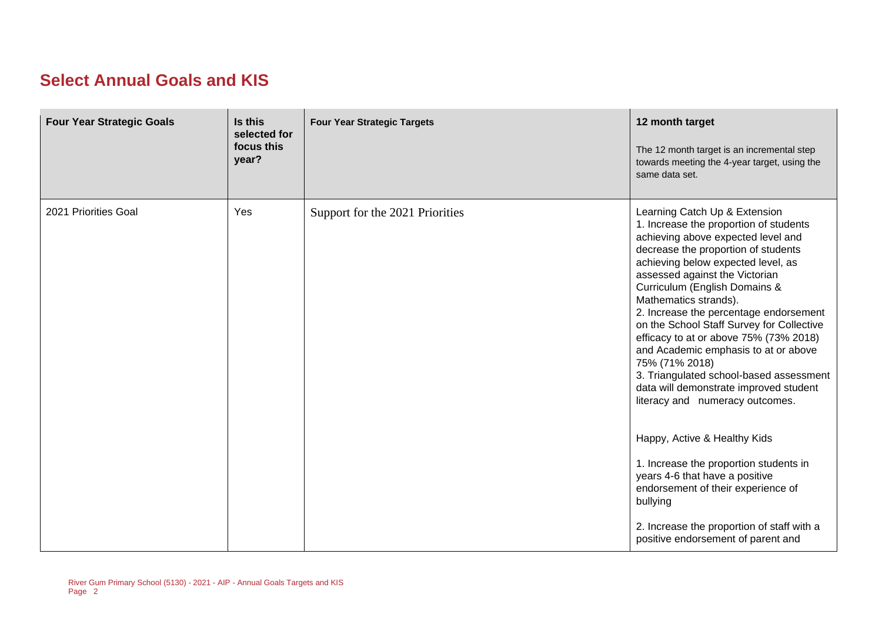# Select Annual Goals and KIS

| Four Year Strategic Goals | Is this selected for focus this year? | Four Year Strategic Targets | 12 month target<br><br>The 12 month target is an incremental step towards meeting the 4-year target, using the same data set. |
|---|---|---|---|
| 2021 Priorities Goal | Yes | Support for the 2021 Priorities | Learning Catch Up & Extension<br>1. Increase the proportion of students achieving above expected level and decrease the proportion of students achieving below expected level, as assessed against the Victorian Curriculum (English Domains & Mathematics strands).<br>2. Increase the percentage endorsement on the School Staff Survey for Collective efficacy to at or above 75% (73% 2018) and Academic emphasis to at or above 75% (71% 2018)<br>3. Triangulated school-based assessment data will demonstrate improved student literacy and numeracy outcomes.<br><br>Happy, Active & Healthy Kids<br><br>1. Increase the proportion students in years 4-6 that have a positive endorsement of their experience of bullying<br><br>2. Increase the proportion of staff with a positive endorsement of parent and |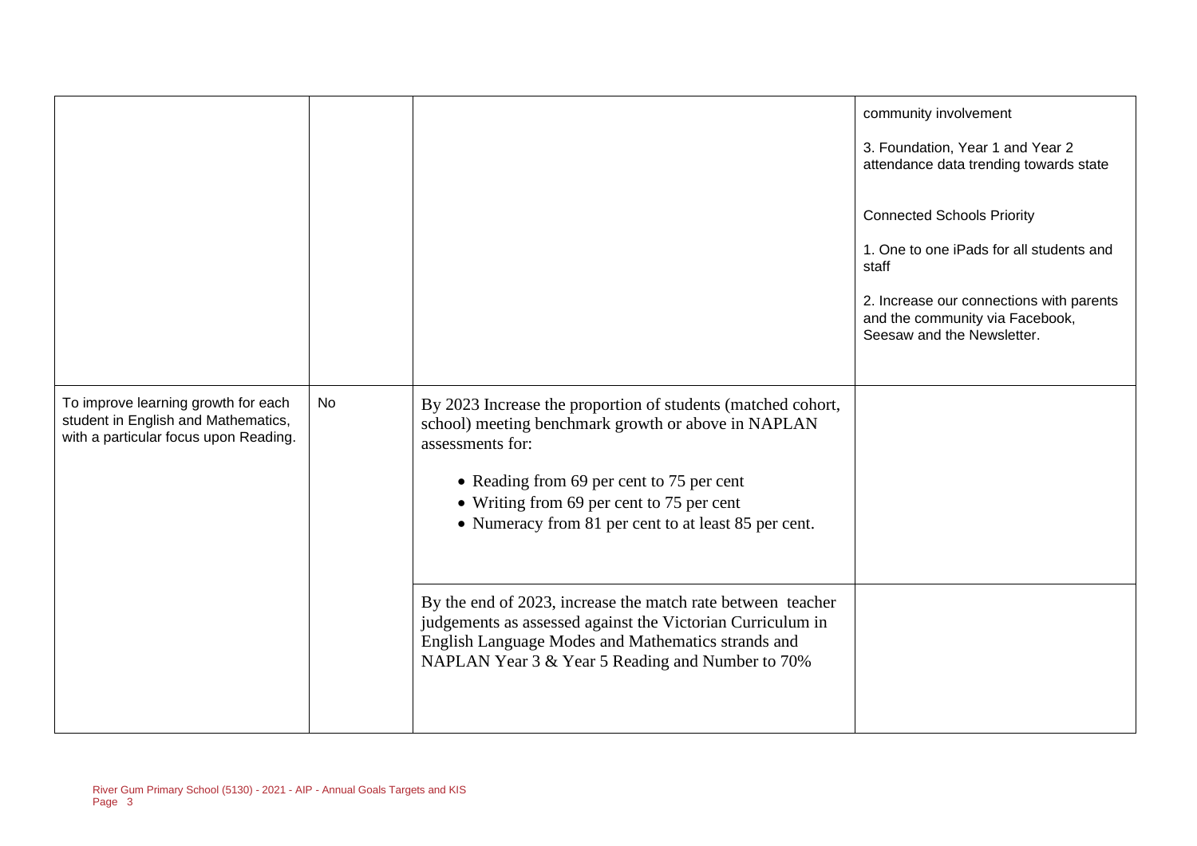| | | | |
|---|---|---|---|
| | | | community involvement<br><br>3. Foundation, Year 1 and Year 2 attendance data trending towards state<br><br>Connected Schools Priority<br><br>1. One to one iPads for all students and staff<br><br>2. Increase our connections with parents and the community via Facebook, Seesaw and the Newsletter. |
| To improve learning growth for each student in English and Mathematics, with a particular focus upon Reading. | No | By 2023 Increase the proportion of students (matched cohort, school) meeting benchmark growth or above in NAPLAN assessments for:<br><br>• Reading from 69 per cent to 75 per cent<br>• Writing from 69 per cent to 75 per cent<br>• Numeracy from 81 per cent to at least 85 per cent. | |
| | | By the end of 2023, increase the match rate between teacher judgements as assessed against the Victorian Curriculum in English Language Modes and Mathematics strands and NAPLAN Year 3 & Year 5 Reading and Number to 70% | |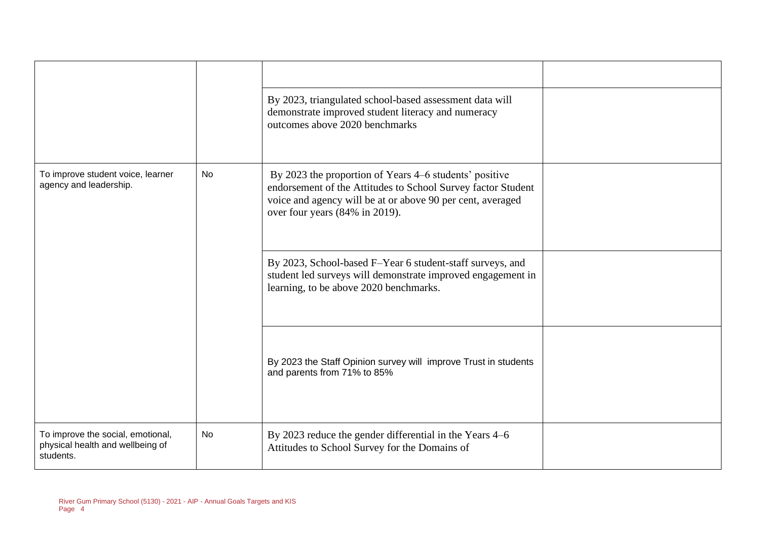| | | | |
|---|---|---|---|
| | | | |
| | | By 2023, triangulated school-based assessment data will demonstrate improved student literacy and numeracy outcomes above 2020 benchmarks | |
| To improve student voice, learner agency and leadership. | No | By 2023 the proportion of Years 4–6 students' positive endorsement of the Attitudes to School Survey factor Student voice and agency will be at or above 90 per cent, averaged over four years (84% in 2019). | |
| | | By 2023, School-based F–Year 6 student-staff surveys, and student led surveys will demonstrate improved engagement in learning, to be above 2020 benchmarks. | |
| | | By 2023 the Staff Opinion survey will improve Trust in students and parents from 71% to 85% | |
| To improve the social, emotional, physical health and wellbeing of students. | No | By 2023 reduce the gender differential in the Years 4–6 Attitudes to School Survey for the Domains of | |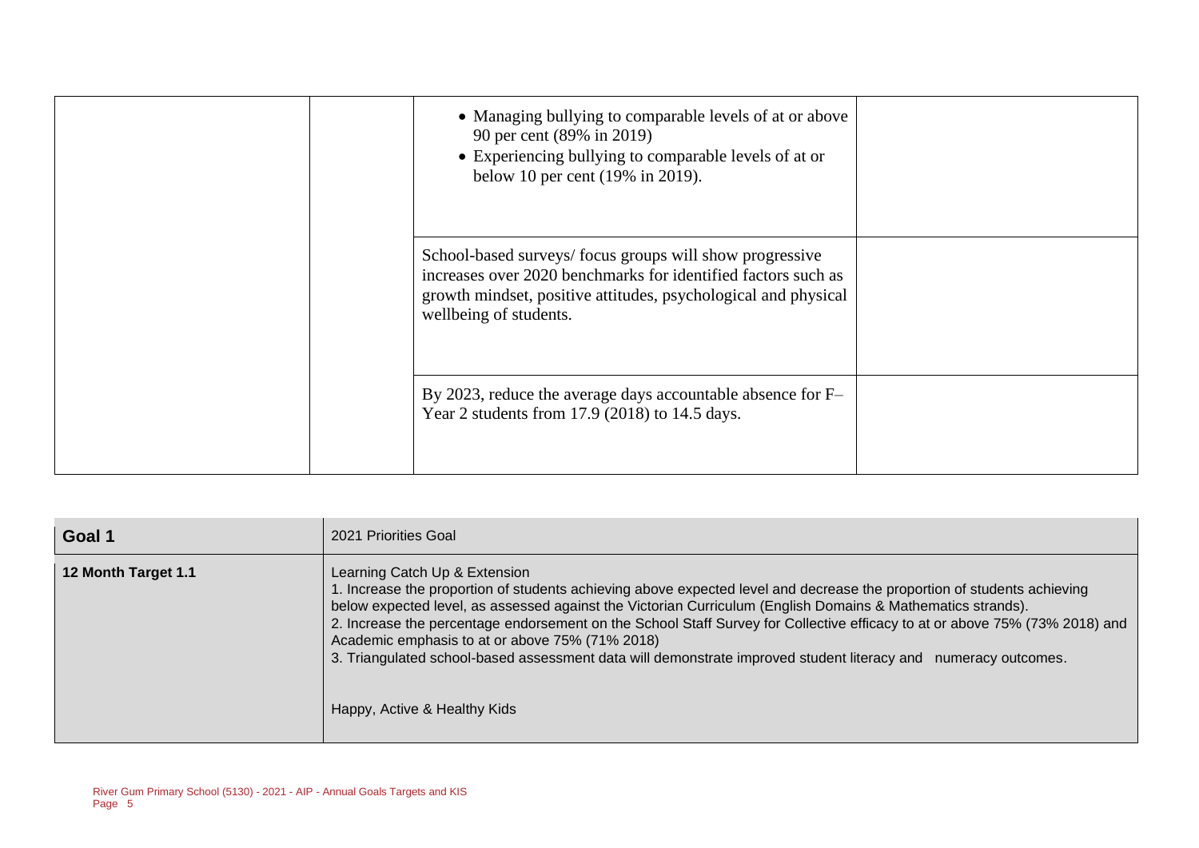| | | | |
|---|---|---|---|
| | | • Managing bullying to comparable levels of at or above 90 per cent (89% in 2019)<br>• Experiencing bullying to comparable levels of at or below 10 per cent (19% in 2019). | |
| | | School-based surveys/ focus groups will show progressive increases over 2020 benchmarks for identified factors such as growth mindset, positive attitudes, psychological and physical wellbeing of students. | |
| | | By 2023, reduce the average days accountable absence for F–Year 2 students from 17.9 (2018) to 14.5 days. | |

| **Goal 1** | 2021 Priorities Goal |
|---|---|
| **12 Month Target 1.1** | Learning Catch Up & Extension<br>1. Increase the proportion of students achieving above expected level and decrease the proportion of students achieving below expected level, as assessed against the Victorian Curriculum (English Domains & Mathematics strands).<br>2. Increase the percentage endorsement on the School Staff Survey for Collective efficacy to at or above 75% (73% 2018) and Academic emphasis to at or above 75% (71% 2018)<br>3. Triangulated school-based assessment data will demonstrate improved student literacy and numeracy outcomes.<br><br>Happy, Active & Healthy Kids |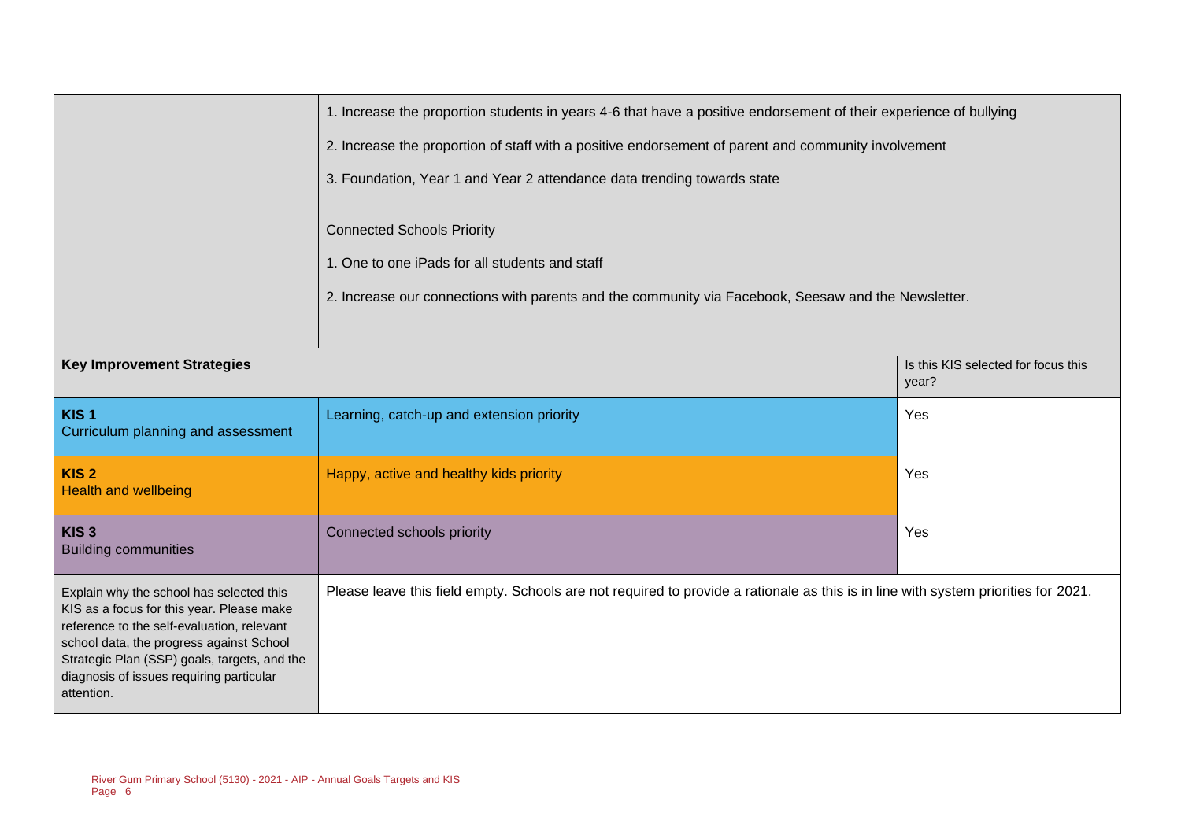| | | |
|---|---|---|
| | 1. Increase the proportion students in years 4-6 that have a positive endorsement of their experience of bullying<br><br>2. Increase the proportion of staff with a positive endorsement of parent and community involvement<br><br>3. Foundation, Year 1 and Year 2 attendance data trending towards state<br><br>Connected Schools Priority<br><br>1. One to one iPads for all students and staff<br><br>2. Increase our connections with parents and the community via Facebook, Seesaw and the Newsletter. | |
| **Key Improvement Strategies** | | Is this KIS selected for focus this year? |
| **KIS 1**<br>Curriculum planning and assessment | Learning, catch-up and extension priority | Yes |
| **KIS 2**<br>Health and wellbeing | Happy, active and healthy kids priority | Yes |
| **KIS 3**<br>Building communities | Connected schools priority | Yes |
| Explain why the school has selected this KIS as a focus for this year. Please make reference to the self-evaluation, relevant school data, the progress against School Strategic Plan (SSP) goals, targets, and the diagnosis of issues requiring particular attention. | Please leave this field empty. Schools are not required to provide a rationale as this is in line with system priorities for 2021. | |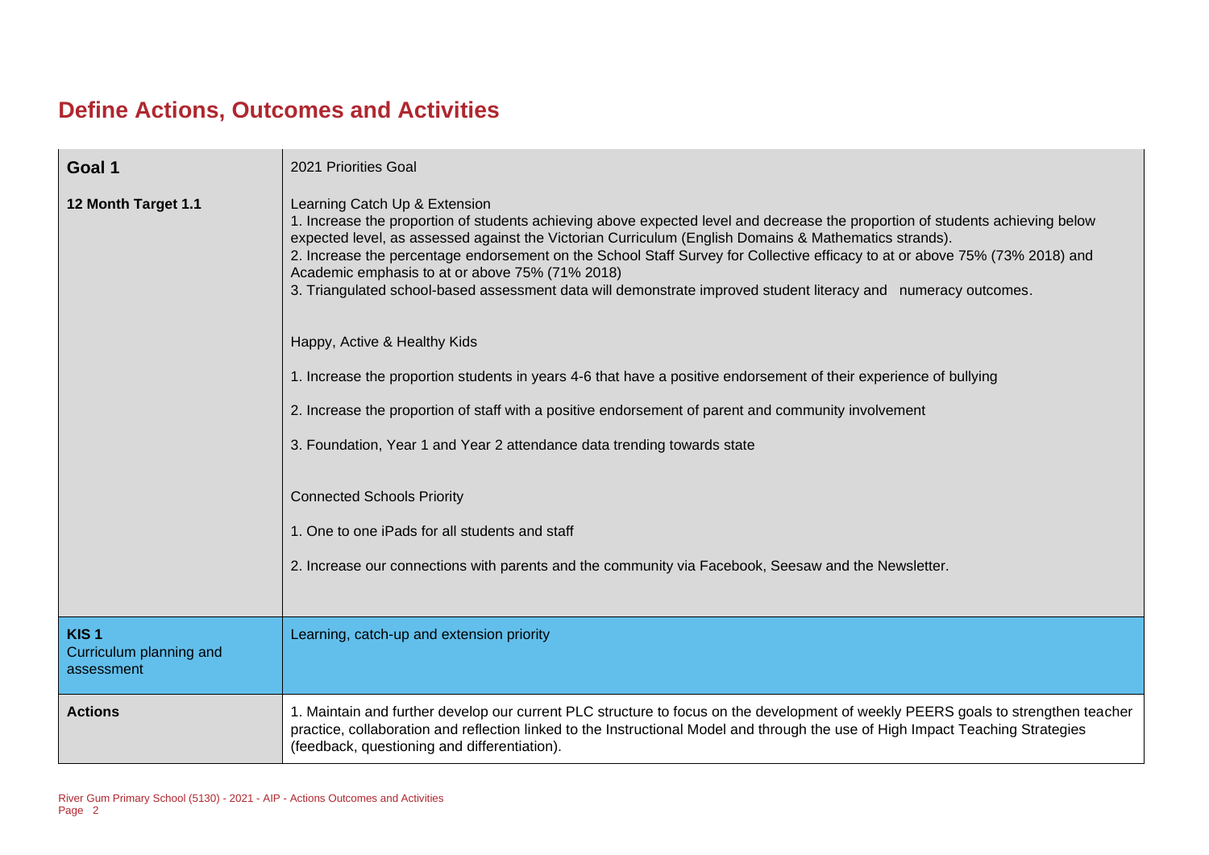# Define Actions, Outcomes and Activities

| Goal 1 | 2021 Priorities Goal |
|---|---|
| **12 Month Target 1.1** | Learning Catch Up & Extension<br>1. Increase the proportion of students achieving above expected level and decrease the proportion of students achieving below expected level, as assessed against the Victorian Curriculum (English Domains & Mathematics strands).<br>2. Increase the percentage endorsement on the School Staff Survey for Collective efficacy to at or above 75% (73% 2018) and Academic emphasis to at or above 75% (71% 2018)<br>3. Triangulated school-based assessment data will demonstrate improved student literacy and numeracy outcomes.<br><br>Happy, Active & Healthy Kids<br><br>1. Increase the proportion students in years 4-6 that have a positive endorsement of their experience of bullying<br><br>2. Increase the proportion of staff with a positive endorsement of parent and community involvement<br><br>3. Foundation, Year 1 and Year 2 attendance data trending towards state<br><br>Connected Schools Priority<br><br>1. One to one iPads for all students and staff<br><br>2. Increase our connections with parents and the community via Facebook, Seesaw and the Newsletter. |
| **KIS 1**<br>Curriculum planning and assessment | Learning, catch-up and extension priority |
| **Actions** | 1. Maintain and further develop our current PLC structure to focus on the development of weekly PEERS goals to strengthen teacher practice, collaboration and reflection linked to the Instructional Model and through the use of High Impact Teaching Strategies (feedback, questioning and differentiation). |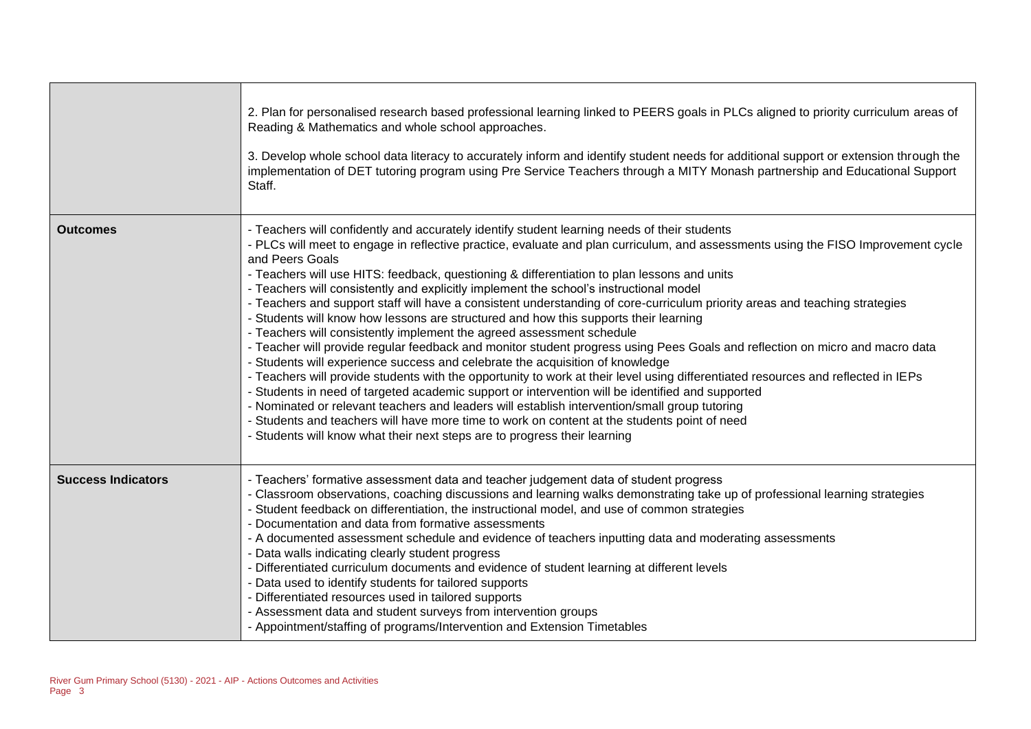|  |  |
| --- | --- |
|  | 2. Plan for personalised research based professional learning linked to PEERS goals in PLCs aligned to priority curriculum areas of Reading & Mathematics and whole school approaches.<br><br>3. Develop whole school data literacy to accurately inform and identify student needs for additional support or extension through the implementation of DET tutoring program using Pre Service Teachers through a MITY Monash partnership and Educational Support Staff. |
| **Outcomes** | - Teachers will confidently and accurately identify student learning needs of their students<br>- PLCs will meet to engage in reflective practice, evaluate and plan curriculum, and assessments using the FISO Improvement cycle and Peers Goals<br>- Teachers will use HITS: feedback, questioning & differentiation to plan lessons and units<br>- Teachers will consistently and explicitly implement the school's instructional model<br>- Teachers and support staff will have a consistent understanding of core-curriculum priority areas and teaching strategies<br>- Students will know how lessons are structured and how this supports their learning<br>- Teachers will consistently implement the agreed assessment schedule<br>- Teacher will provide regular feedback and monitor student progress using Pees Goals and reflection on micro and macro data<br>- Students will experience success and celebrate the acquisition of knowledge<br>- Teachers will provide students with the opportunity to work at their level using differentiated resources and reflected in IEPs<br>- Students in need of targeted academic support or intervention will be identified and supported<br>- Nominated or relevant teachers and leaders will establish intervention/small group tutoring<br>- Students and teachers will have more time to work on content at the students point of need<br>- Students will know what their next steps are to progress their learning |
| **Success Indicators** | - Teachers' formative assessment data and teacher judgement data of student progress<br>- Classroom observations, coaching discussions and learning walks demonstrating take up of professional learning strategies<br>- Student feedback on differentiation, the instructional model, and use of common strategies<br>- Documentation and data from formative assessments<br>- A documented assessment schedule and evidence of teachers inputting data and moderating assessments<br>- Data walls indicating clearly student progress<br>- Differentiated curriculum documents and evidence of student learning at different levels<br>- Data used to identify students for tailored supports<br>- Differentiated resources used in tailored supports<br>- Assessment data and student surveys from intervention groups<br>- Appointment/staffing of programs/Intervention and Extension Timetables |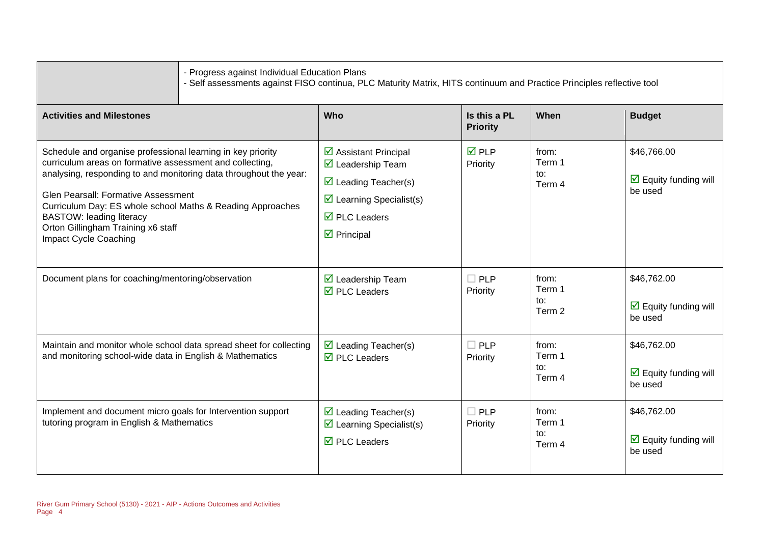| | - Progress against Individual Education Plans<br>- Self assessments against FISO continua, PLC Maturity Matrix, HITS continuum and Practice Principles reflective tool |
|---|---|

| Activities and Milestones | Who | Is this a PL Priority | When | Budget |
|---|---|---|---|---|
| Schedule and organise professional learning in key priority curriculum areas on formative assessment and collecting, analysing, responding to and monitoring data throughout the year:<br>Glen Pearsall: Formative Assessment<br>Curriculum Day: ES whole school Maths & Reading Approaches<br>BASTOW: leading literacy<br>Orton Gillingham Training x6 staff<br>Impact Cycle Coaching | ☑ Assistant Principal<br>☑ Leadership Team<br>☑ Leading Teacher(s)<br>☑ Learning Specialist(s)<br>☑ PLC Leaders<br>☑ Principal | ☑ PLP Priority | from: Term 1<br>to: Term 4 | $46,766.00<br>☑ Equity funding will be used |
| Document plans for coaching/mentoring/observation | ☑ Leadership Team<br>☑ PLC Leaders | ☐ PLP Priority | from: Term 1<br>to: Term 2 | $46,762.00<br>☑ Equity funding will be used |
| Maintain and monitor whole school data spread sheet for collecting and monitoring school-wide data in English & Mathematics | ☑ Leading Teacher(s)<br>☑ PLC Leaders | ☐ PLP Priority | from: Term 1<br>to: Term 4 | $46,762.00<br>☑ Equity funding will be used |
| Implement and document micro goals for Intervention support tutoring program in English & Mathematics | ☑ Leading Teacher(s)<br>☑ Learning Specialist(s)<br>☑ PLC Leaders | ☐ PLP Priority | from: Term 1<br>to: Term 4 | $46,762.00<br>☑ Equity funding will be used |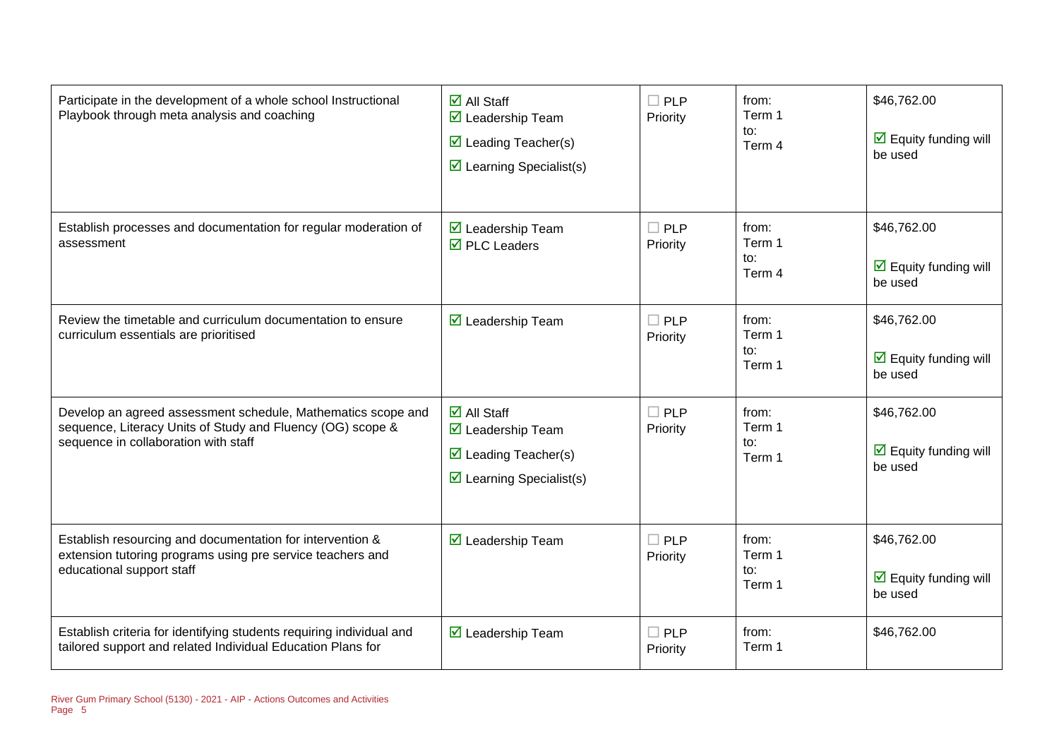| | | | | |
|---|---|---|---|---|
| Participate in the development of a whole school Instructional Playbook through meta analysis and coaching | ☑ All Staff<br>☑ Leadership Team<br>☑ Leading Teacher(s)<br>☑ Learning Specialist(s) | ☐ PLP Priority | from:<br>Term 1<br>to:<br>Term 4 | $46,762.00<br><br>☑ Equity funding will be used |
| Establish processes and documentation for regular moderation of assessment | ☑ Leadership Team<br>☑ PLC Leaders | ☐ PLP Priority | from:<br>Term 1<br>to:<br>Term 4 | $46,762.00<br><br>☑ Equity funding will be used |
| Review the timetable and curriculum documentation to ensure curriculum essentials are prioritised | ☑ Leadership Team | ☐ PLP Priority | from:<br>Term 1<br>to:<br>Term 1 | $46,762.00<br><br>☑ Equity funding will be used |
| Develop an agreed assessment schedule, Mathematics scope and sequence, Literacy Units of Study and Fluency (OG) scope & sequence in collaboration with staff | ☑ All Staff<br>☑ Leadership Team<br>☑ Leading Teacher(s)<br>☑ Learning Specialist(s) | ☐ PLP Priority | from:<br>Term 1<br>to:<br>Term 1 | $46,762.00<br><br>☑ Equity funding will be used |
| Establish resourcing and documentation for intervention & extension tutoring programs using pre service teachers and educational support staff | ☑ Leadership Team | ☐ PLP Priority | from:<br>Term 1<br>to:<br>Term 1 | $46,762.00<br><br>☑ Equity funding will be used |
| Establish criteria for identifying students requiring individual and tailored support and related Individual Education Plans for | ☑ Leadership Team | ☐ PLP Priority | from:<br>Term 1 | $46,762.00 |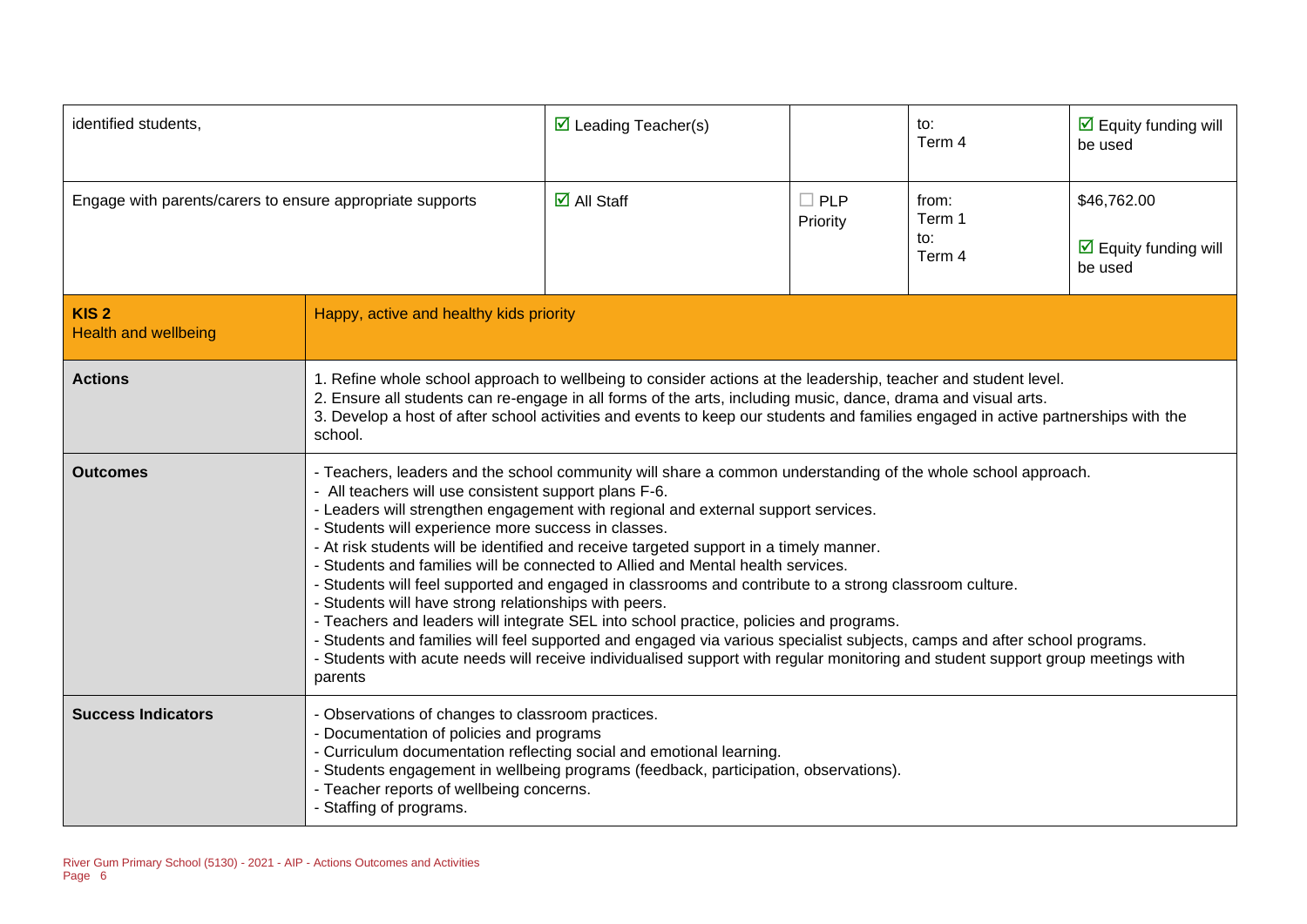| identified students, | ☑ Leading Teacher(s) | | to:<br>Term 4 | ☑ Equity funding will be used |
|---|---|---|---|---|
| Engage with parents/carers to ensure appropriate supports | ☑ All Staff | ☐ PLP Priority | from:<br>Term 1<br>to:<br>Term 4 | $46,762.00<br><br>☑ Equity funding will be used |

| **KIS 2**<br>Health and wellbeing | Happy, active and healthy kids priority |
|---|---|
| **Actions** | 1. Refine whole school approach to wellbeing to consider actions at the leadership, teacher and student level.<br>2. Ensure all students can re-engage in all forms of the arts, including music, dance, drama and visual arts.<br>3. Develop a host of after school activities and events to keep our students and families engaged in active partnerships with the school. |
| **Outcomes** | - Teachers, leaders and the school community will share a common understanding of the whole school approach.<br>- All teachers will use consistent support plans F-6.<br>- Leaders will strengthen engagement with regional and external support services.<br>- Students will experience more success in classes.<br>- At risk students will be identified and receive targeted support in a timely manner.<br>- Students and families will be connected to Allied and Mental health services.<br>- Students will feel supported and engaged in classrooms and contribute to a strong classroom culture.<br>- Students will have strong relationships with peers.<br>- Teachers and leaders will integrate SEL into school practice, policies and programs.<br>- Students and families will feel supported and engaged via various specialist subjects, camps and after school programs.<br>- Students with acute needs will receive individualised support with regular monitoring and student support group meetings with parents |
| **Success Indicators** | - Observations of changes to classroom practices.<br>- Documentation of policies and programs<br>- Curriculum documentation reflecting social and emotional learning.<br>- Students engagement in wellbeing programs (feedback, participation, observations).<br>- Teacher reports of wellbeing concerns.<br>- Staffing of programs. |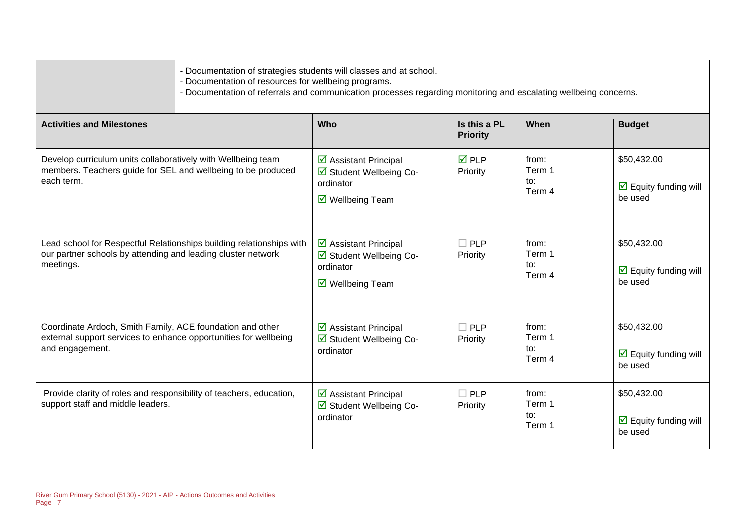| | |
|---|---|
| | - Documentation of strategies students will classes and at school.<br>- Documentation of resources for wellbeing programs.<br>- Documentation of referrals and communication processes regarding monitoring and escalating wellbeing concerns. |

| Activities and Milestones | Who | Is this a PL Priority | When | Budget |
|---|---|---|---|---|
| Develop curriculum units collaboratively with Wellbeing team members. Teachers guide for SEL and wellbeing to be produced each term. | ☑ Assistant Principal<br>☑ Student Wellbeing Co-ordinator<br>☑ Wellbeing Team | ☑ PLP Priority | from: Term 1<br>to: Term 4 | $50,432.00<br>☑ Equity funding will be used |
| Lead school for Respectful Relationships building relationships with our partner schools by attending and leading cluster network meetings. | ☑ Assistant Principal<br>☑ Student Wellbeing Co-ordinator<br>☑ Wellbeing Team | ☐ PLP Priority | from: Term 1<br>to: Term 4 | $50,432.00<br>☑ Equity funding will be used |
| Coordinate Ardoch, Smith Family, ACE foundation and other external support services to enhance opportunities for wellbeing and engagement. | ☑ Assistant Principal<br>☑ Student Wellbeing Co-ordinator | ☐ PLP Priority | from: Term 1<br>to: Term 4 | $50,432.00<br>☑ Equity funding will be used |
| Provide clarity of roles and responsibility of teachers, education, support staff and middle leaders. | ☑ Assistant Principal<br>☑ Student Wellbeing Co-ordinator | ☐ PLP Priority | from: Term 1<br>to: Term 1 | $50,432.00<br>☑ Equity funding will be used |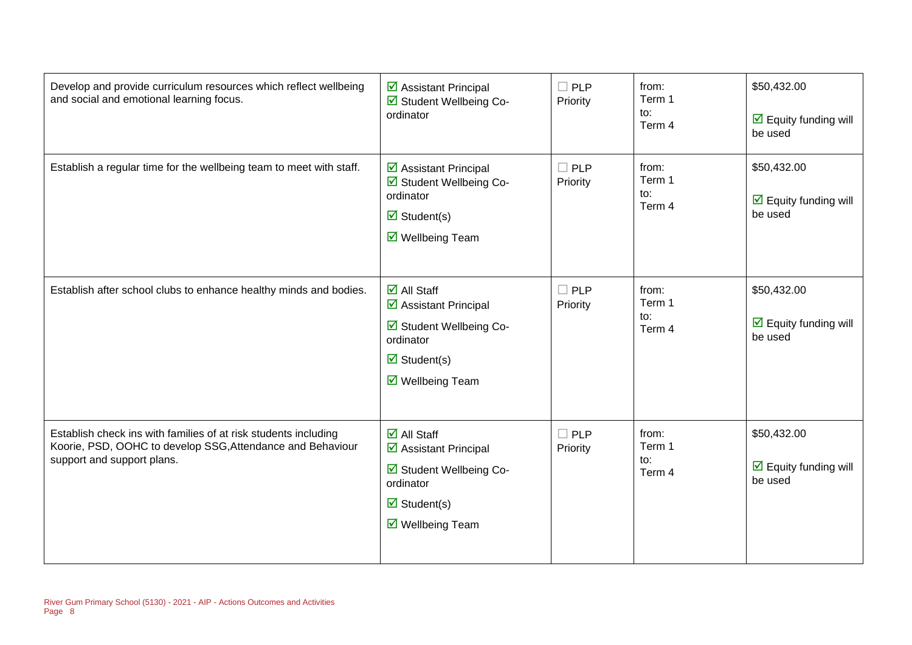| | | | | |
|---|---|---|---|---|
| Develop and provide curriculum resources which reflect wellbeing and social and emotional learning focus. | ☑ Assistant Principal<br>☑ Student Wellbeing Co-ordinator | ☐ PLP Priority | from: Term 1<br>to: Term 4 | $50,432.00<br><br>☑ Equity funding will be used |
| Establish a regular time for the wellbeing team to meet with staff. | ☑ Assistant Principal<br>☑ Student Wellbeing Co-ordinator<br>☑ Student(s)<br>☑ Wellbeing Team | ☐ PLP Priority | from: Term 1<br>to: Term 4 | $50,432.00<br><br>☑ Equity funding will be used |
| Establish after school clubs to enhance healthy minds and bodies. | ☑ All Staff<br>☑ Assistant Principal<br>☑ Student Wellbeing Co-ordinator<br>☑ Student(s)<br>☑ Wellbeing Team | ☐ PLP Priority | from: Term 1<br>to: Term 4 | $50,432.00<br><br>☑ Equity funding will be used |
| Establish check ins with families of at risk students including Koorie, PSD, OOHC to develop SSG,Attendance and Behaviour support and support plans. | ☑ All Staff<br>☑ Assistant Principal<br>☑ Student Wellbeing Co-ordinator<br>☑ Student(s)<br>☑ Wellbeing Team | ☐ PLP Priority | from: Term 1<br>to: Term 4 | $50,432.00<br><br>☑ Equity funding will be used |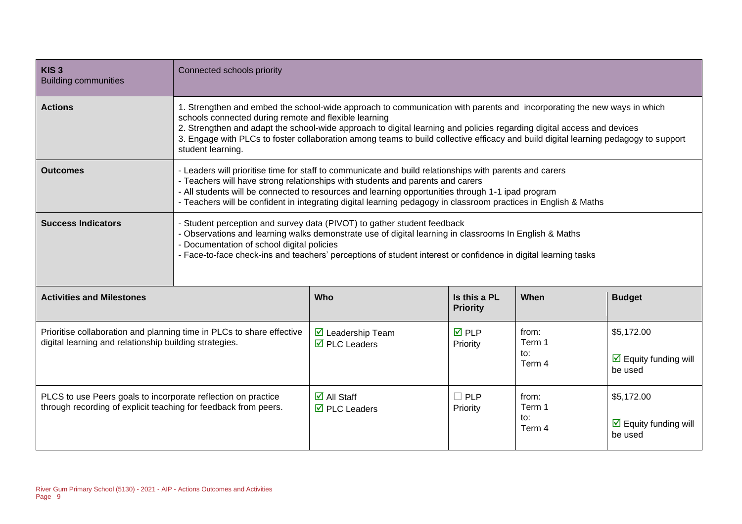| KIS 3<br>Building communities | Connected schools priority | | | |
|---|---|---|---|---|
| **Actions** | 1. Strengthen and embed the school-wide approach to communication with parents and incorporating the new ways in which schools connected during remote and flexible learning<br>2. Strengthen and adapt the school-wide approach to digital learning and policies regarding digital access and devices<br>3. Engage with PLCs to foster collaboration among teams to build collective efficacy and build digital learning pedagogy to support student learning. | | | |
| **Outcomes** | - Leaders will prioritise time for staff to communicate and build relationships with parents and carers<br>- Teachers will have strong relationships with students and parents and carers<br>- All students will be connected to resources and learning opportunities through 1-1 ipad program<br>- Teachers will be confident in integrating digital learning pedagogy in classroom practices in English & Maths | | | |
| **Success Indicators** | - Student perception and survey data (PIVOT) to gather student feedback<br>- Observations and learning walks demonstrate use of digital learning in classrooms In English & Maths<br>- Documentation of school digital policies<br>- Face-to-face check-ins and teachers' perceptions of student interest or confidence in digital learning tasks | | | |

| **Activities and Milestones** | **Who** | **Is this a PL Priority** | **When** | **Budget** |
|---|---|---|---|---|
| Prioritise collaboration and planning time in PLCs to share effective digital learning and relationship building strategies. | ☑ Leadership Team<br>☑ PLC Leaders | ☑ PLP Priority | from: Term 1<br>to: Term 4 | $5,172.00<br>☑ Equity funding will be used |
| PLCS to use Peers goals to incorporate reflection on practice through recording of explicit teaching for feedback from peers. | ☑ All Staff<br>☑ PLC Leaders | ☐ PLP Priority | from: Term 1<br>to: Term 4 | $5,172.00<br>☑ Equity funding will be used |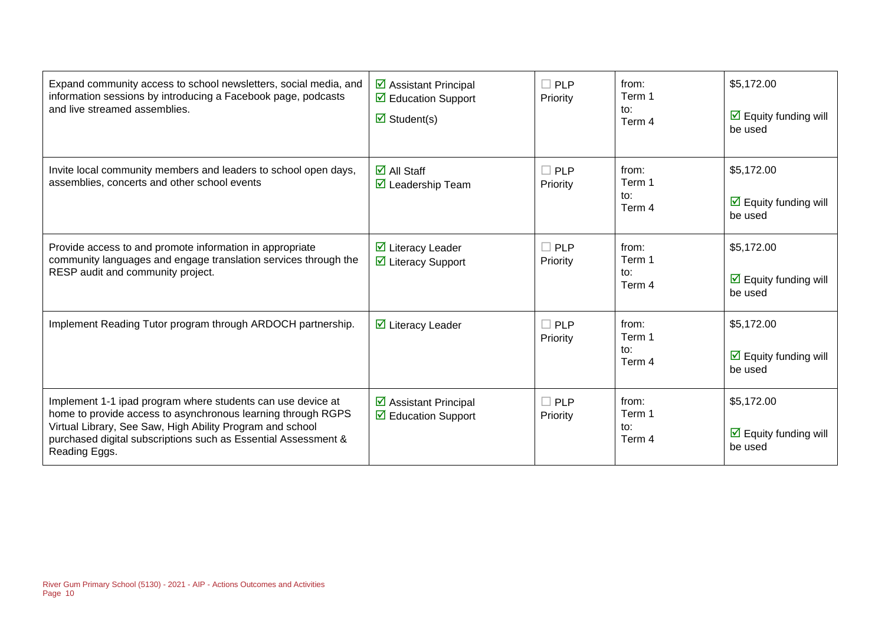| | | | | |
|---|---|---|---|---|
| Expand community access to school newsletters, social media, and information sessions by introducing a Facebook page, podcasts and live streamed assemblies. | ☑ Assistant Principal<br>☑ Education Support<br>☑ Student(s) | ☐ PLP Priority | from:<br>Term 1<br>to:<br>Term 4 | $5,172.00<br><br>☑ Equity funding will be used |
| Invite local community members and leaders to school open days, assemblies, concerts and other school events | ☑ All Staff<br>☑ Leadership Team | ☐ PLP Priority | from:<br>Term 1<br>to:<br>Term 4 | $5,172.00<br><br>☑ Equity funding will be used |
| Provide access to and promote information in appropriate community languages and engage translation services through the RESP audit and community project. | ☑ Literacy Leader<br>☑ Literacy Support | ☐ PLP Priority | from:<br>Term 1<br>to:<br>Term 4 | $5,172.00<br><br>☑ Equity funding will be used |
| Implement Reading Tutor program through ARDOCH partnership. | ☑ Literacy Leader | ☐ PLP Priority | from:<br>Term 1<br>to:<br>Term 4 | $5,172.00<br><br>☑ Equity funding will be used |
| Implement 1-1 ipad program where students can use device at home to provide access to asynchronous learning through RGPS Virtual Library, See Saw, High Ability Program and school purchased digital subscriptions such as Essential Assessment & Reading Eggs. | ☑ Assistant Principal<br>☑ Education Support | ☐ PLP Priority | from:<br>Term 1<br>to:<br>Term 4 | $5,172.00<br><br>☑ Equity funding will be used |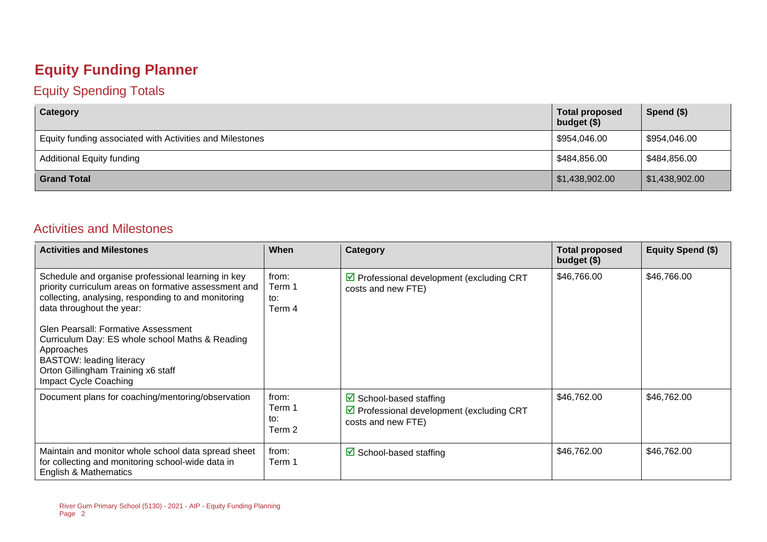# Equity Funding Planner

## Equity Spending Totals

| Category | Total proposed budget ($) | Spend ($) |
|---|---|---|
| Equity funding associated with Activities and Milestones | $954,046.00 | $954,046.00 |
| Additional Equity funding | $484,856.00 | $484,856.00 |
| **Grand Total** | $1,438,902.00 | $1,438,902.00 |

## Activities and Milestones

| Activities and Milestones | When | Category | Total proposed budget ($) | Equity Spend ($) |
|---|---|---|---|---|
| Schedule and organise professional learning in key priority curriculum areas on formative assessment and collecting, analysing, responding to and monitoring data throughout the year:<br><br>Glen Pearsall: Formative Assessment<br>Curriculum Day: ES whole school Maths & Reading Approaches<br>BASTOW: leading literacy<br>Orton Gillingham Training x6 staff<br>Impact Cycle Coaching | from: Term 1<br>to: Term 4 | ☑ Professional development (excluding CRT costs and new FTE) | $46,766.00 | $46,766.00 |
| Document plans for coaching/mentoring/observation | from: Term 1<br>to: Term 2 | ☑ School-based staffing<br>☑ Professional development (excluding CRT costs and new FTE) | $46,762.00 | $46,762.00 |
| Maintain and monitor whole school data spread sheet for collecting and monitoring school-wide data in English & Mathematics | from: Term 1 | ☑ School-based staffing | $46,762.00 | $46,762.00 |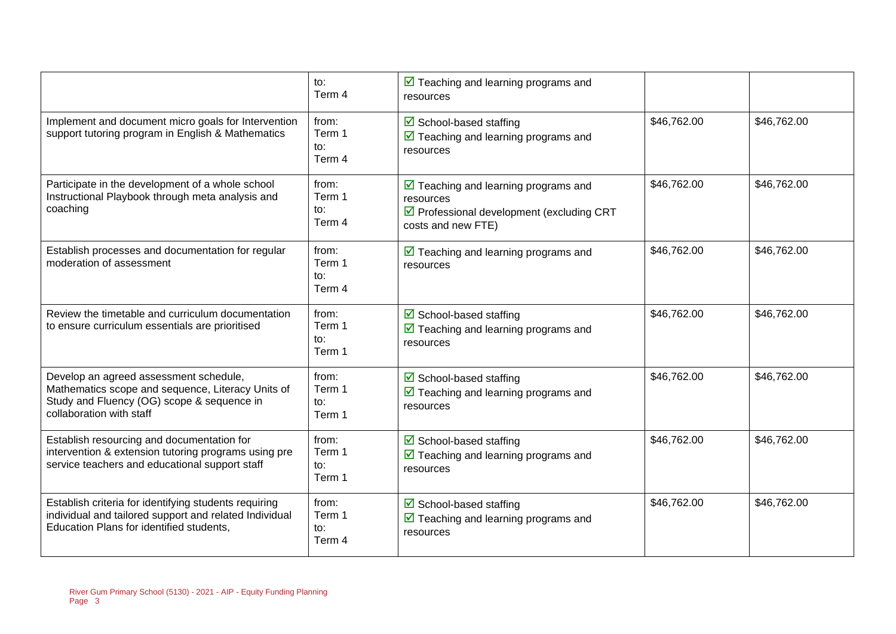| | | | | |
|---|---|---|---|---|
| | to:<br>Term 4 | ☑ Teaching and learning programs and resources | | |
| Implement and document micro goals for Intervention support tutoring program in English & Mathematics | from:<br>Term 1<br>to:<br>Term 4 | ☑ School-based staffing<br>☑ Teaching and learning programs and resources | $46,762.00 | $46,762.00 |
| Participate in the development of a whole school Instructional Playbook through meta analysis and coaching | from:<br>Term 1<br>to:<br>Term 4 | ☑ Teaching and learning programs and resources<br>☑ Professional development (excluding CRT costs and new FTE) | $46,762.00 | $46,762.00 |
| Establish processes and documentation for regular moderation of assessment | from:<br>Term 1<br>to:<br>Term 4 | ☑ Teaching and learning programs and resources | $46,762.00 | $46,762.00 |
| Review the timetable and curriculum documentation to ensure curriculum essentials are prioritised | from:<br>Term 1<br>to:<br>Term 1 | ☑ School-based staffing<br>☑ Teaching and learning programs and resources | $46,762.00 | $46,762.00 |
| Develop an agreed assessment schedule, Mathematics scope and sequence, Literacy Units of Study and Fluency (OG) scope & sequence in collaboration with staff | from:<br>Term 1<br>to:<br>Term 1 | ☑ School-based staffing<br>☑ Teaching and learning programs and resources | $46,762.00 | $46,762.00 |
| Establish resourcing and documentation for intervention & extension tutoring programs using pre service teachers and educational support staff | from:<br>Term 1<br>to:<br>Term 1 | ☑ School-based staffing<br>☑ Teaching and learning programs and resources | $46,762.00 | $46,762.00 |
| Establish criteria for identifying students requiring individual and tailored support and related Individual Education Plans for identified students, | from:<br>Term 1<br>to:<br>Term 4 | ☑ School-based staffing<br>☑ Teaching and learning programs and resources | $46,762.00 | $46,762.00 |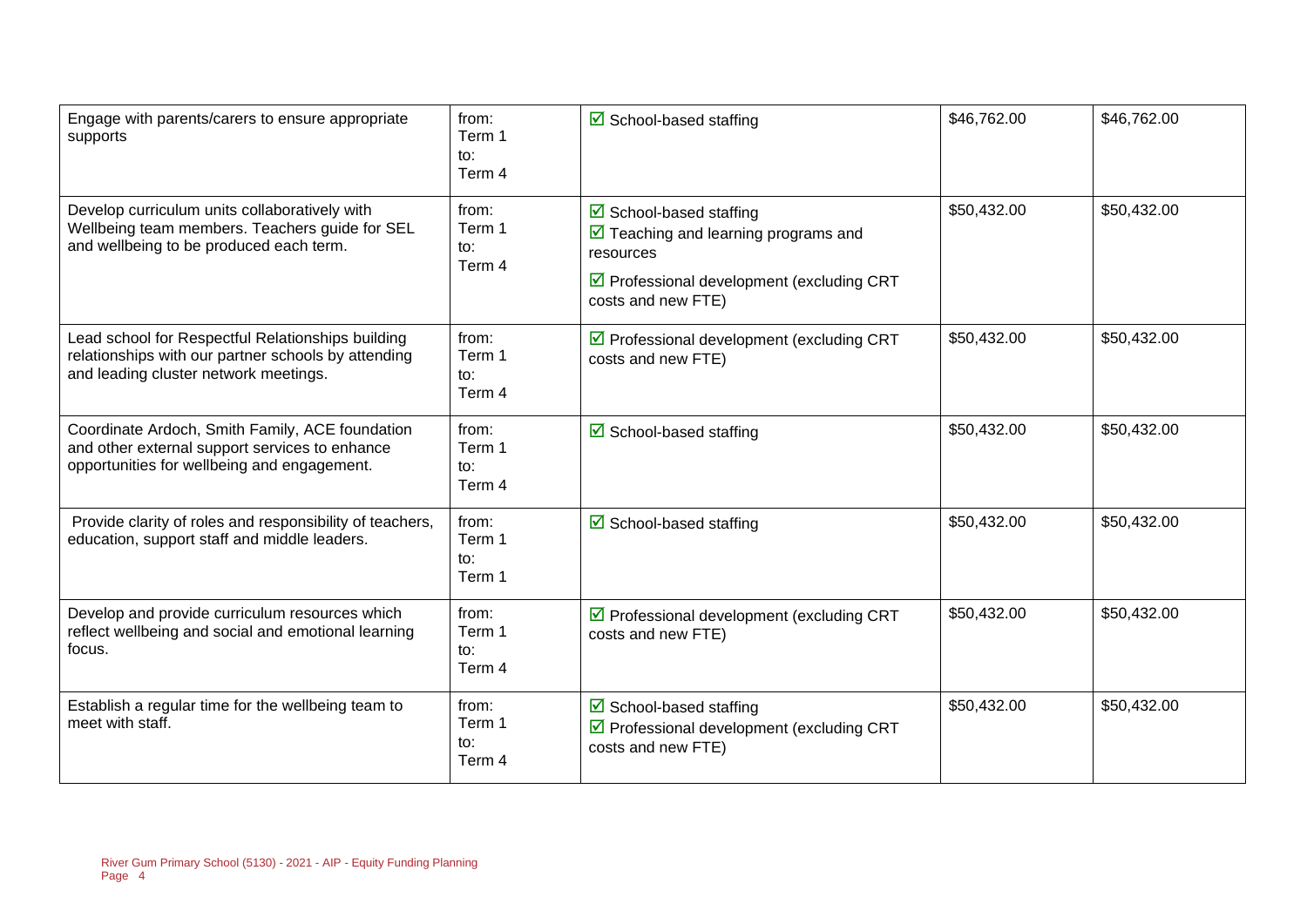| | | | | |
|---|---|---|---|---|
| Engage with parents/carers to ensure appropriate supports | from: Term 1 to: Term 4 | ☑ School-based staffing | $46,762.00 | $46,762.00 |
| Develop curriculum units collaboratively with Wellbeing team members. Teachers guide for SEL and wellbeing to be produced each term. | from: Term 1 to: Term 4 | ☑ School-based staffing<br>☑ Teaching and learning programs and resources<br>☑ Professional development (excluding CRT costs and new FTE) | $50,432.00 | $50,432.00 |
| Lead school for Respectful Relationships building relationships with our partner schools by attending and leading cluster network meetings. | from: Term 1 to: Term 4 | ☑ Professional development (excluding CRT costs and new FTE) | $50,432.00 | $50,432.00 |
| Coordinate Ardoch, Smith Family, ACE foundation and other external support services to enhance opportunities for wellbeing and engagement. | from: Term 1 to: Term 4 | ☑ School-based staffing | $50,432.00 | $50,432.00 |
| Provide clarity of roles and responsibility of teachers, education, support staff and middle leaders. | from: Term 1 to: Term 1 | ☑ School-based staffing | $50,432.00 | $50,432.00 |
| Develop and provide curriculum resources which reflect wellbeing and social and emotional learning focus. | from: Term 1 to: Term 4 | ☑ Professional development (excluding CRT costs and new FTE) | $50,432.00 | $50,432.00 |
| Establish a regular time for the wellbeing team to meet with staff. | from: Term 1 to: Term 4 | ☑ School-based staffing<br>☑ Professional development (excluding CRT costs and new FTE) | $50,432.00 | $50,432.00 |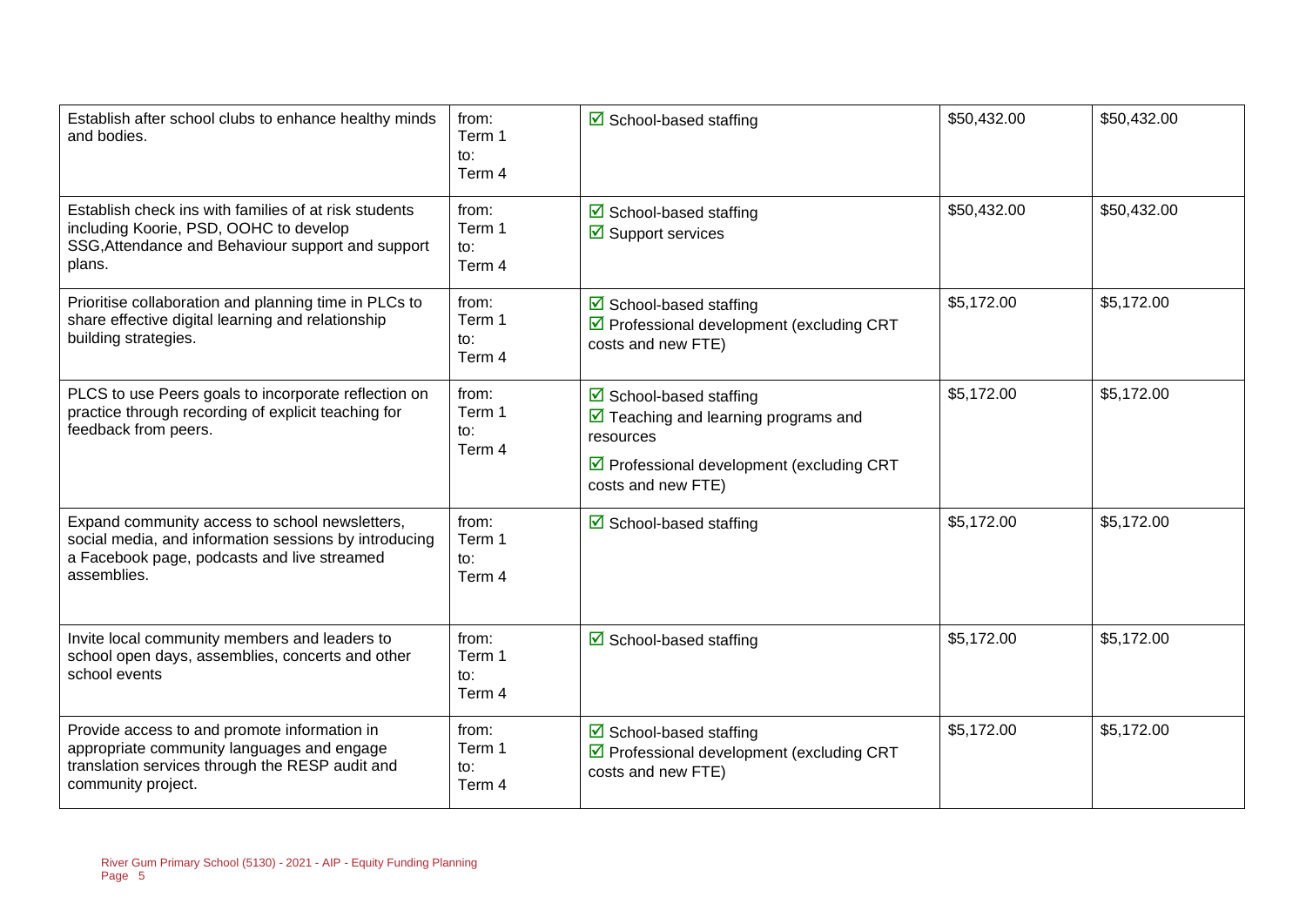| | | | | |
|---|---|---|---|---|
| Establish after school clubs to enhance healthy minds and bodies. | from: Term 1 to: Term 4 | ☑ School-based staffing | $50,432.00 | $50,432.00 |
| Establish check ins with families of at risk students including Koorie, PSD, OOHC to develop SSG,Attendance and Behaviour support and support plans. | from: Term 1 to: Term 4 | ☑ School-based staffing<br>☑ Support services | $50,432.00 | $50,432.00 |
| Prioritise collaboration and planning time in PLCs to share effective digital learning and relationship building strategies. | from: Term 1 to: Term 4 | ☑ School-based staffing<br>☑ Professional development (excluding CRT costs and new FTE) | $5,172.00 | $5,172.00 |
| PLCS to use Peers goals to incorporate reflection on practice through recording of explicit teaching for feedback from peers. | from: Term 1 to: Term 4 | ☑ School-based staffing<br>☑ Teaching and learning programs and resources<br>☑ Professional development (excluding CRT costs and new FTE) | $5,172.00 | $5,172.00 |
| Expand community access to school newsletters, social media, and information sessions by introducing a Facebook page, podcasts and live streamed assemblies. | from: Term 1 to: Term 4 | ☑ School-based staffing | $5,172.00 | $5,172.00 |
| Invite local community members and leaders to school open days, assemblies, concerts and other school events | from: Term 1 to: Term 4 | ☑ School-based staffing | $5,172.00 | $5,172.00 |
| Provide access to and promote information in appropriate community languages and engage translation services through the RESP audit and community project. | from: Term 1 to: Term 4 | ☑ School-based staffing<br>☑ Professional development (excluding CRT costs and new FTE) | $5,172.00 | $5,172.00 |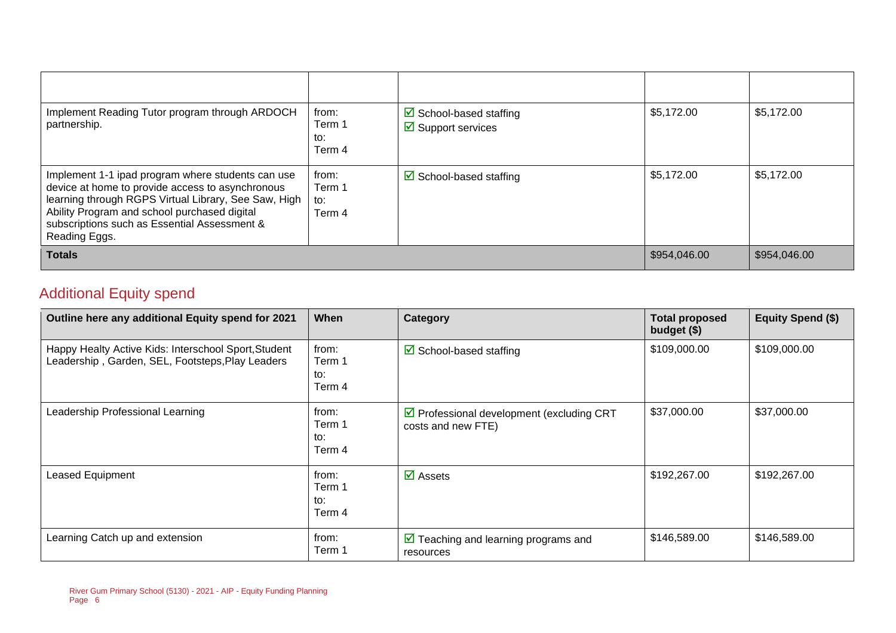| | | | | |
|---|---|---|---|---|
| Implement Reading Tutor program through ARDOCH partnership. | from: Term 1 to: Term 4 | ☑ School-based staffing ☑ Support services | $5,172.00 | $5,172.00 |
| Implement 1-1 ipad program where students can use device at home to provide access to asynchronous learning through RGPS Virtual Library, See Saw, High Ability Program and school purchased digital subscriptions such as Essential Assessment & Reading Eggs. | from: Term 1 to: Term 4 | ☑ School-based staffing | $5,172.00 | $5,172.00 |
| **Totals** | | | $954,046.00 | $954,046.00 |

## Additional Equity spend

| Outline here any additional Equity spend for 2021 | When | Category | Total proposed budget ($) | Equity Spend ($) |
|---|---|---|---|---|
| Happy Healty Active Kids: Interschool Sport,Student Leadership , Garden, SEL, Footsteps,Play Leaders | from: Term 1 to: Term 4 | ☑ School-based staffing | $109,000.00 | $109,000.00 |
| Leadership Professional Learning | from: Term 1 to: Term 4 | ☑ Professional development (excluding CRT costs and new FTE) | $37,000.00 | $37,000.00 |
| Leased Equipment | from: Term 1 to: Term 4 | ☑ Assets | $192,267.00 | $192,267.00 |
| Learning Catch up and extension | from: Term 1 | ☑ Teaching and learning programs and resources | $146,589.00 | $146,589.00 |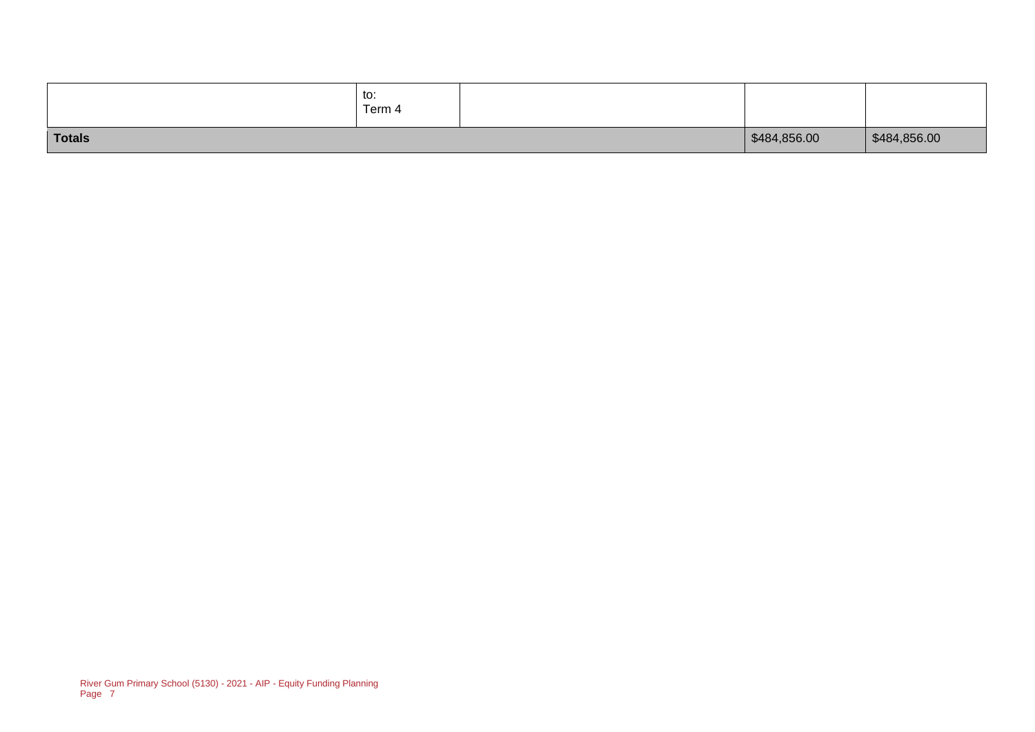| | | | | |
|---|---|---|---|---|
| | to:<br>Term 4 | | | |
| **Totals** | | | $484,856.00 | $484,856.00 |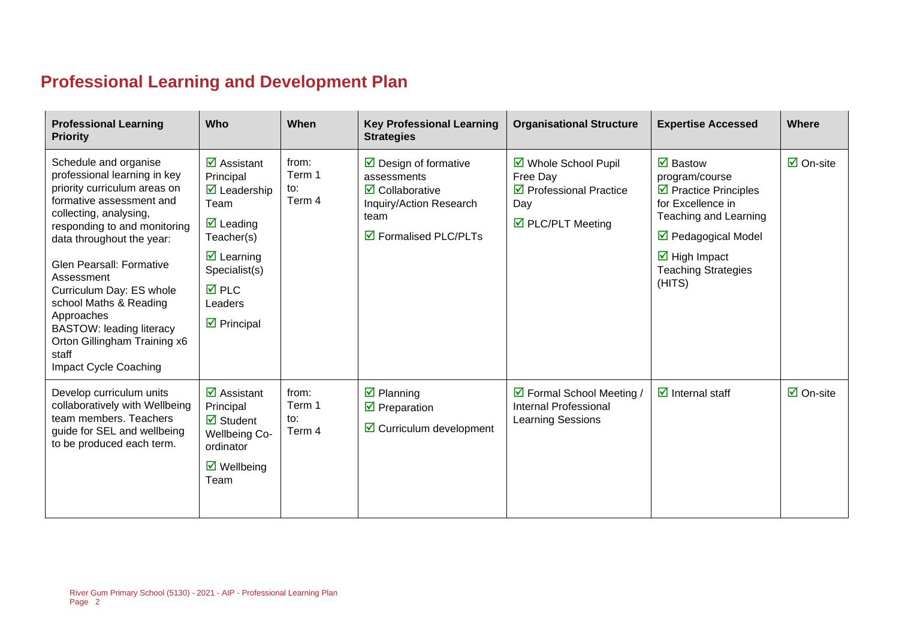## Professional Learning and Development Plan

| Professional Learning Priority | Who | When | Key Professional Learning Strategies | Organisational Structure | Expertise Accessed | Where |
|---|---|---|---|---|---|---|
| Schedule and organise professional learning in key priority curriculum areas on formative assessment and collecting, analysing, responding to and monitoring data throughout the year:<br><br>Glen Pearsall: Formative Assessment<br>Curriculum Day: ES whole school Maths & Reading Approaches<br>BASTOW: leading literacy<br>Orton Gillingham Training x6 staff<br>Impact Cycle Coaching | ☑ Assistant Principal<br>☑ Leadership Team<br>☑ Leading Teacher(s)<br>☑ Learning Specialist(s)<br>☑ PLC Leaders<br>☑ Principal | from: Term 1<br>to: Term 4 | ☑ Design of formative assessments<br>☑ Collaborative Inquiry/Action Research team<br>☑ Formalised PLC/PLTs | ☑ Whole School Pupil Free Day<br>☑ Professional Practice Day<br>☑ PLC/PLT Meeting | ☑ Bastow program/course<br>☑ Practice Principles for Excellence in Teaching and Learning<br>☑ Pedagogical Model<br>☑ High Impact Teaching Strategies (HITS) | ☑ On-site |
| Develop curriculum units collaboratively with Wellbeing team members. Teachers guide for SEL and wellbeing to be produced each term. | ☑ Assistant Principal<br>☑ Student Wellbeing Co-ordinator<br>☑ Wellbeing Team | from: Term 1<br>to: Term 4 | ☑ Planning<br>☑ Preparation<br>☑ Curriculum development | ☑ Formal School Meeting / Internal Professional Learning Sessions | ☑ Internal staff | ☑ On-site |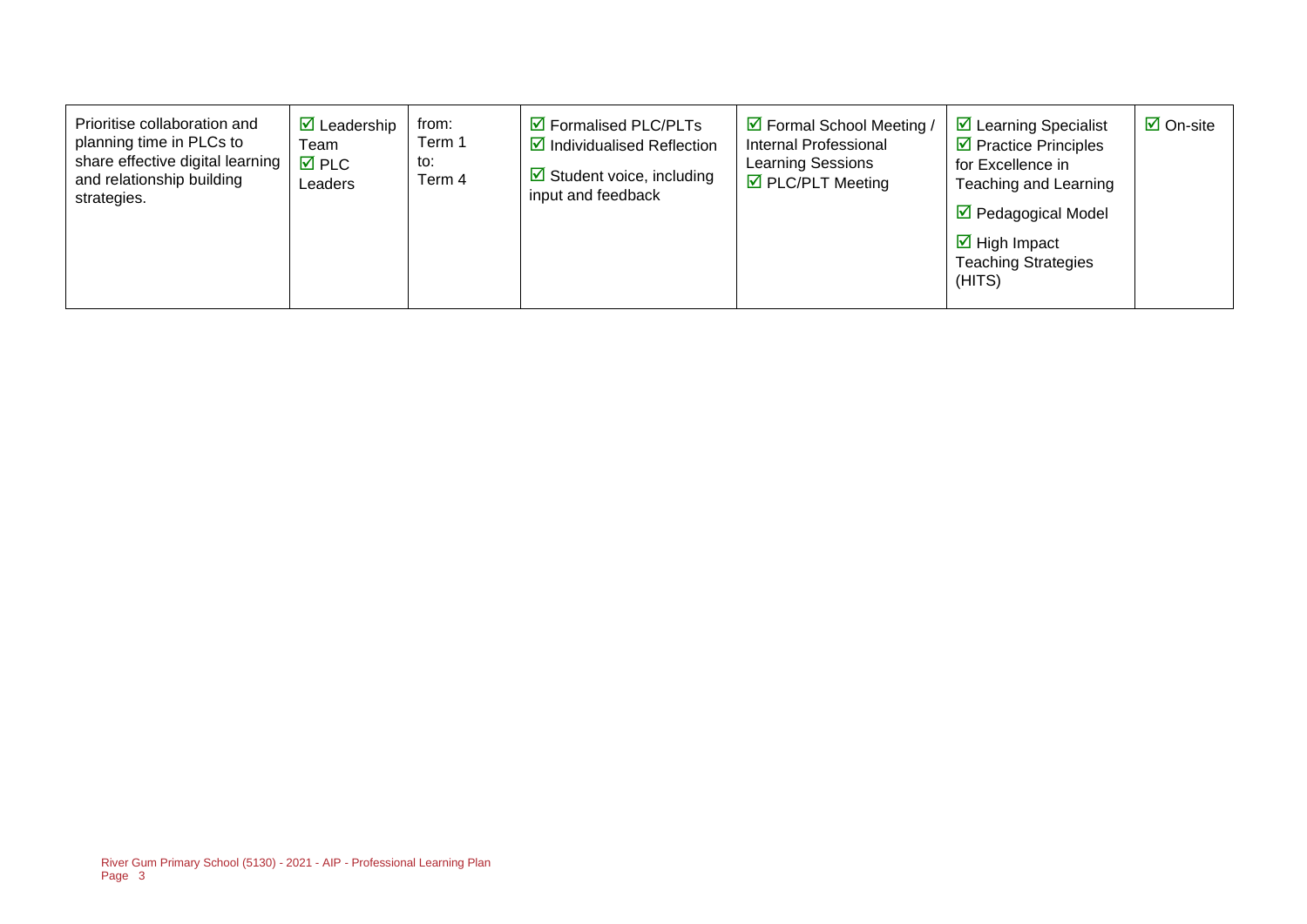| | | | | | | |
|---|---|---|---|---|---|---|
| Prioritise collaboration and planning time in PLCs to share effective digital learning and relationship building strategies. | ☑ Leadership Team<br>☑ PLC Leaders | from:<br>Term 1<br>to:<br>Term 4 | ☑ Formalised PLC/PLTs<br>☑ Individualised Reflection<br>☑ Student voice, including input and feedback | ☑ Formal School Meeting / Internal Professional Learning Sessions<br>☑ PLC/PLT Meeting | ☑ Learning Specialist<br>☑ Practice Principles for Excellence in Teaching and Learning<br>☑ Pedagogical Model<br>☑ High Impact Teaching Strategies (HITS) | ☑ On-site |